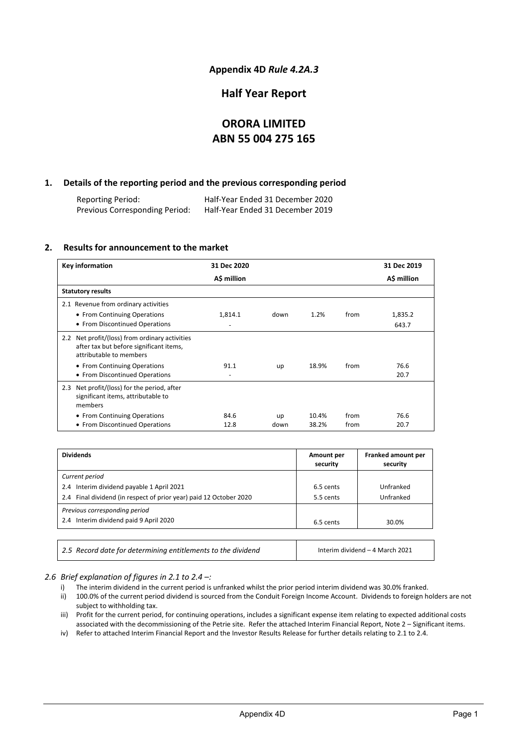**Appendix 4D** ***Rule 4.2A.3***

# Half Year Report

# ORORA LIMITED
# ABN 55 004 275 165

## 1. Details of the reporting period and the previous corresponding period

| | |
|---|---|
| Reporting Period: | Half-Year Ended 31 December 2020 |
| Previous Corresponding Period: | Half-Year Ended 31 December 2019 |

## 2. Results for announcement to the market

| **Key information** | **31 Dec 2020** | | | | **31 Dec 2019** |
|---|---|---|---|---|---|
| | **A$ million** | | | | **A$ million** |
| **Statutory results** | | | | | |
| 2.1 Revenue from ordinary activities | | | | | |
| • From Continuing Operations | 1,814.1 | down | 1.2% | from | 1,835.2 |
| • From Discontinued Operations | - | | | | 643.7 |
| 2.2 Net profit/(loss) from ordinary activities after tax but before significant items, attributable to members | | | | | |
| • From Continuing Operations | 91.1 | up | 18.9% | from | 76.6 |
| • From Discontinued Operations | - | | | | 20.7 |
| 2.3 Net profit/(loss) for the period, after significant items, attributable to members | | | | | |
| • From Continuing Operations | 84.6 | up | 10.4% | from | 76.6 |
| • From Discontinued Operations | 12.8 | down | 38.2% | from | 20.7 |

| **Dividends** | **Amount per security** | **Franked amount per security** |
|---|---|---|
| *Current period* | | |
| 2.4 Interim dividend payable 1 April 2021 | 6.5 cents | Unfranked |
| 2.4 Final dividend (in respect of prior year) paid 12 October 2020 | 5.5 cents | Unfranked |
| *Previous corresponding period* | | |
| 2.4 Interim dividend paid 9 April 2020 | 6.5 cents | 30.0% |

| | |
|---|---|
| *2.5 Record date for determining entitlements to the dividend* | Interim dividend – 4 March 2021 |

*2.6 Brief explanation of figures in 2.1 to 2.4 –:*

i) The interim dividend in the current period is unfranked whilst the prior period interim dividend was 30.0% franked.

ii) 100.0% of the current period dividend is sourced from the Conduit Foreign Income Account. Dividends to foreign holders are not subject to withholding tax.

iii) Profit for the current period, for continuing operations, includes a significant expense item relating to expected additional costs associated with the decommissioning of the Petrie site. Refer the attached Interim Financial Report, Note 2 – Significant items.

iv) Refer to attached Interim Financial Report and the Investor Results Release for further details relating to 2.1 to 2.4.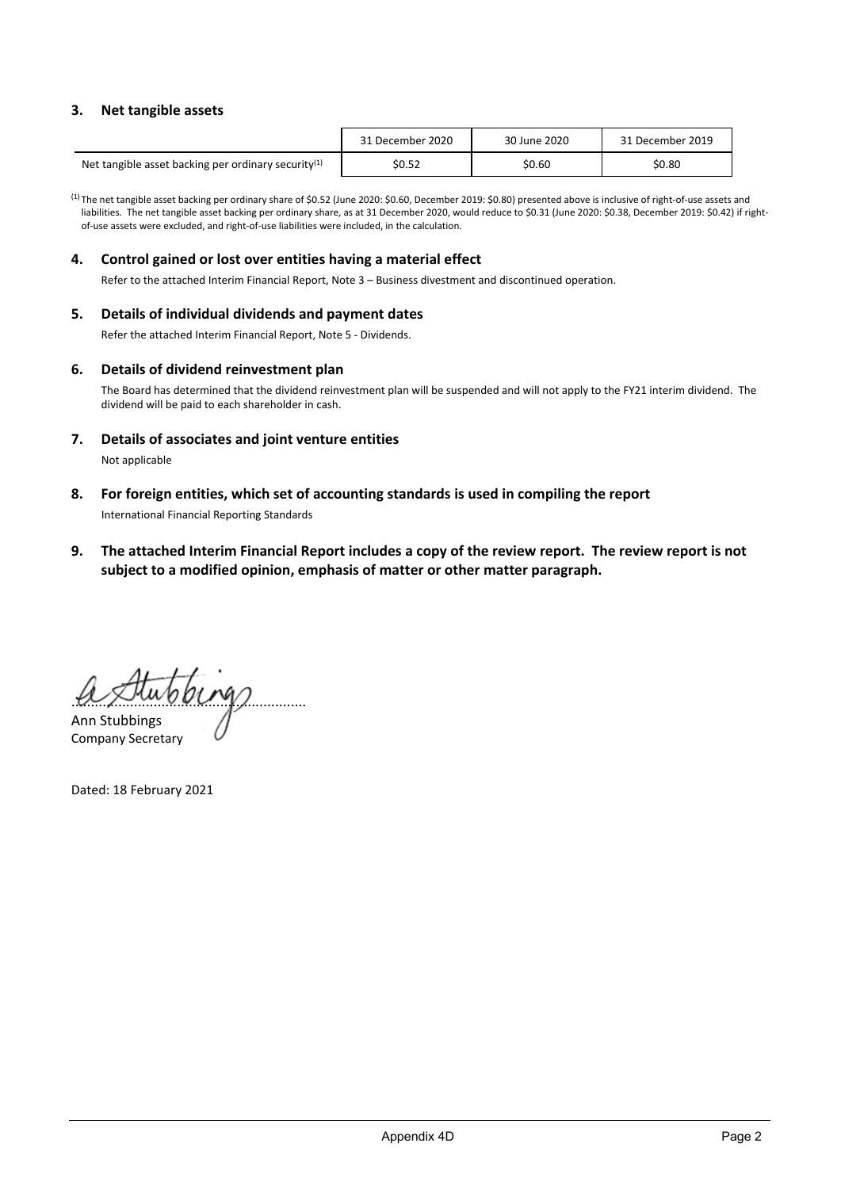## 3. Net tangible assets

| | 31 December 2020 | 30 June 2020 | 31 December 2019 |
|---|---|---|---|
| Net tangible asset backing per ordinary security[(1)] | $0.52 | $0.60 | $0.80 |

[(1)] The net tangible asset backing per ordinary share of $0.52 (June 2020: $0.60, December 2019: $0.80) presented above is inclusive of right-of-use assets and liabilities. The net tangible asset backing per ordinary share, as at 31 December 2020, would reduce to $0.31 (June 2020: $0.38, December 2019: $0.42) if right-of-use assets were excluded, and right-of-use liabilities were included, in the calculation.

## 4. Control gained or lost over entities having a material effect

Refer to the attached Interim Financial Report, Note 3 – Business divestment and discontinued operation.

## 5. Details of individual dividends and payment dates

Refer the attached Interim Financial Report, Note 5 - Dividends.

## 6. Details of dividend reinvestment plan

The Board has determined that the dividend reinvestment plan will be suspended and will not apply to the FY21 interim dividend. The dividend will be paid to each shareholder in cash.

## 7. Details of associates and joint venture entities

Not applicable

## 8. For foreign entities, which set of accounting standards is used in compiling the report

International Financial Reporting Standards

## 9. The attached Interim Financial Report includes a copy of the review report. The review report is not subject to a modified opinion, emphasis of matter or other matter paragraph.

.................................................

Ann Stubbings
Company Secretary

Dated: 18 February 2021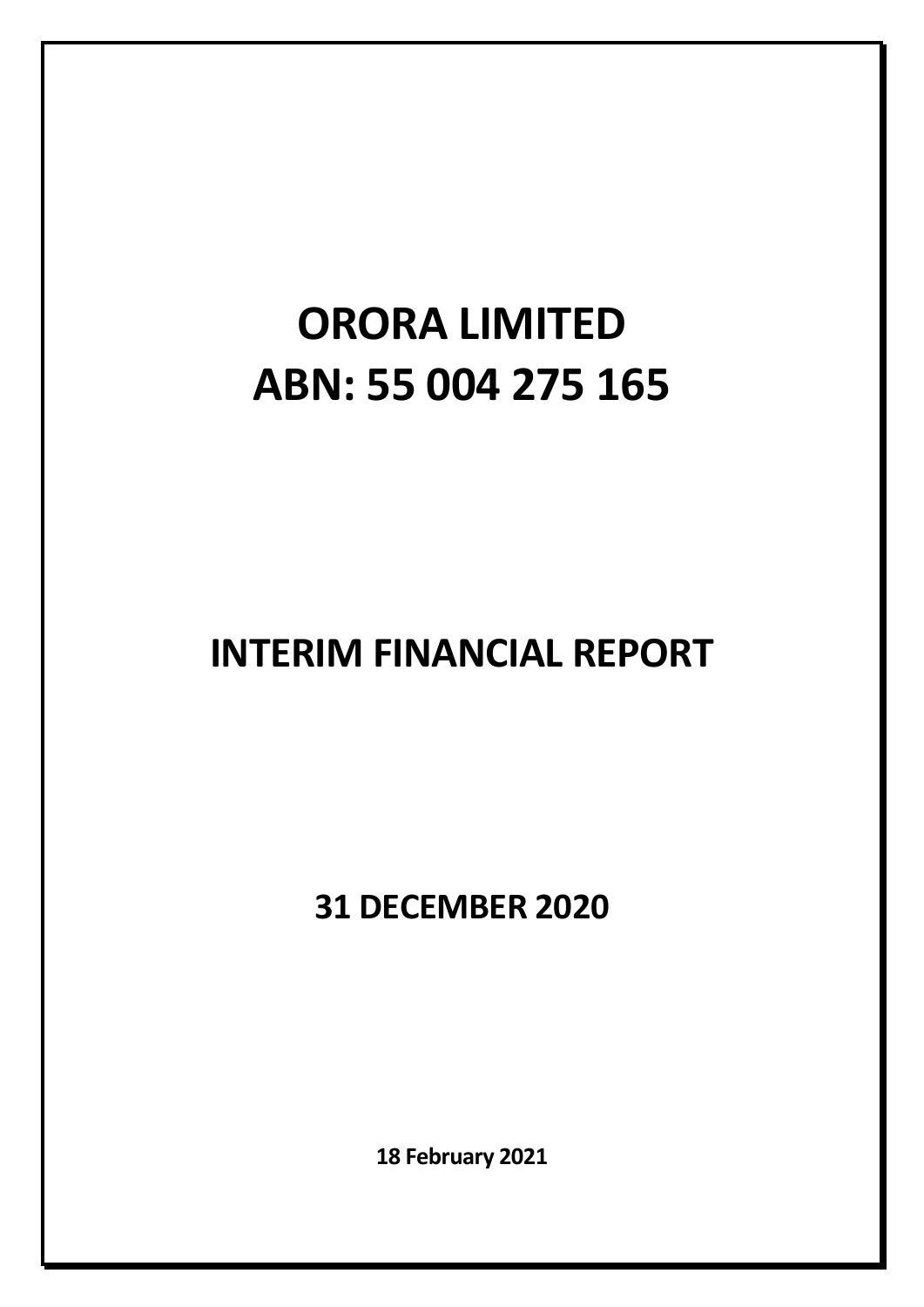# ORORA LIMITED
# ABN: 55 004 275 165

# INTERIM FINANCIAL REPORT

## 31 DECEMBER 2020

**18 February 2021**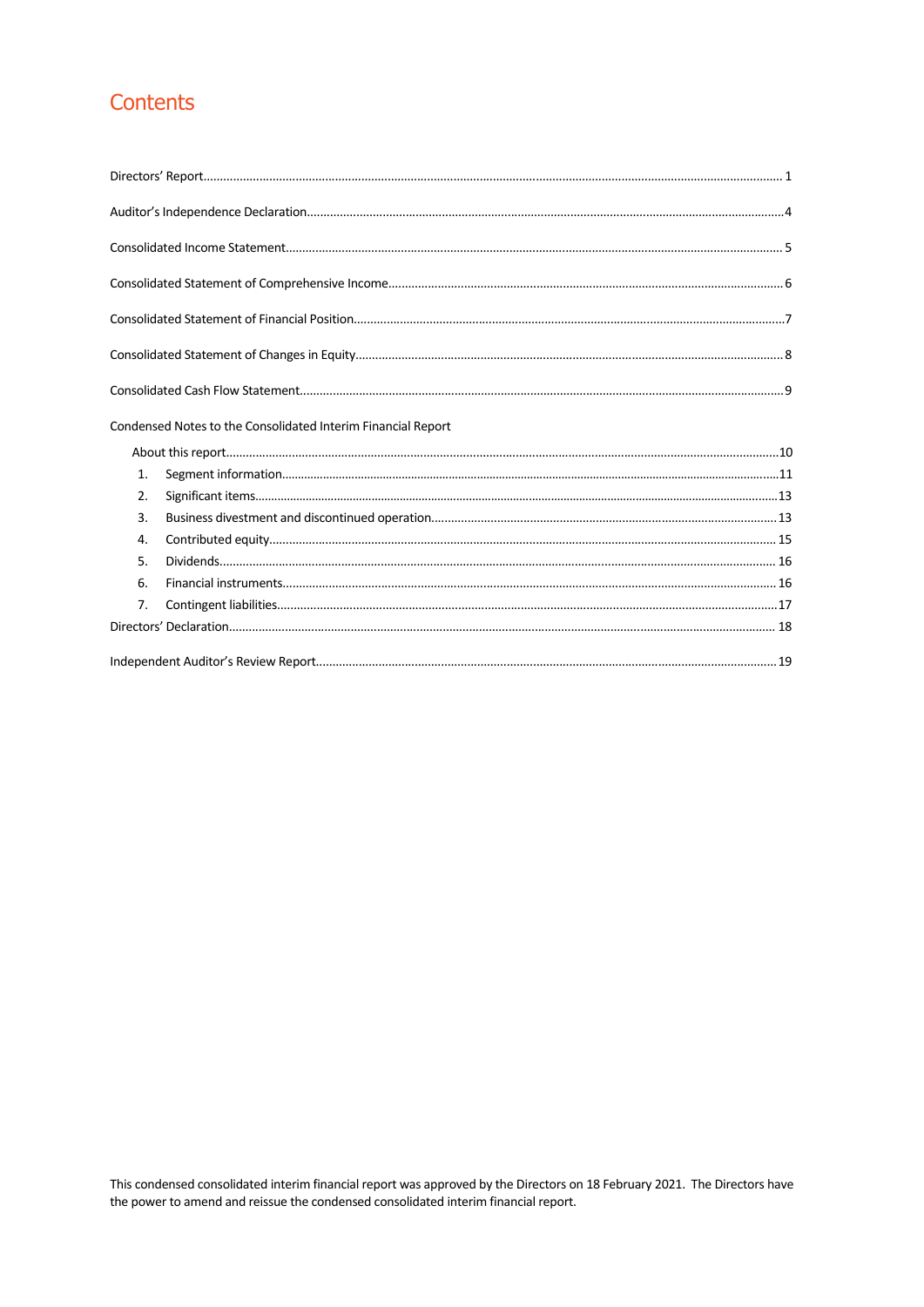# Contents

Directors' Report........................................................................................................ 1

Auditor's Independence Declaration........................................................................................................ 4

Consolidated Income Statement........................................................................................................ 5

Consolidated Statement of Comprehensive Income........................................................................................................ 6

Consolidated Statement of Financial Position........................................................................................................ 7

Consolidated Statement of Changes in Equity........................................................................................................ 8

Consolidated Cash Flow Statement........................................................................................................ 9

Condensed Notes to the Consolidated Interim Financial Report

- About this report........................................................................................................ 10
  1. Segment information........................................................................................................ 11
  2. Significant items........................................................................................................ 13
  3. Business divestment and discontinued operation........................................................................................................ 13
  4. Contributed equity........................................................................................................ 15
  5. Dividends........................................................................................................ 16
  6. Financial instruments........................................................................................................ 16
  7. Contingent liabilities........................................................................................................ 17

Directors' Declaration........................................................................................................ 18

Independent Auditor's Review Report........................................................................................................ 19

This condensed consolidated interim financial report was approved by the Directors on 18 February 2021. The Directors have the power to amend and reissue the condensed consolidated interim financial report.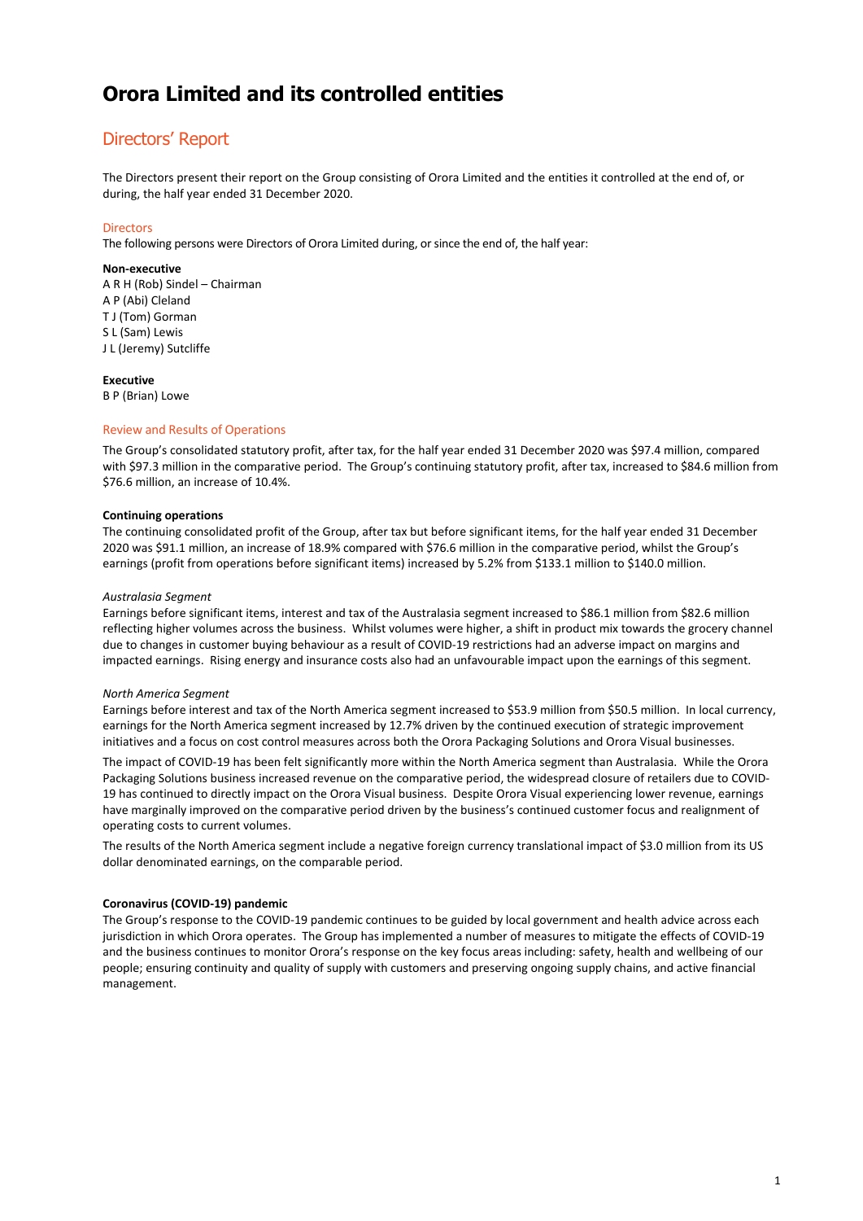# Orora Limited and its controlled entities

## Directors' Report

The Directors present their report on the Group consisting of Orora Limited and the entities it controlled at the end of, or during, the half year ended 31 December 2020.

### Directors

The following persons were Directors of Orora Limited during, or since the end of, the half year:

**Non-executive**
A R H (Rob) Sindel – Chairman
A P (Abi) Cleland
T J (Tom) Gorman
S L (Sam) Lewis
J L (Jeremy) Sutcliffe

**Executive**
B P (Brian) Lowe

### Review and Results of Operations

The Group's consolidated statutory profit, after tax, for the half year ended 31 December 2020 was $97.4 million, compared with $97.3 million in the comparative period. The Group's continuing statutory profit, after tax, increased to $84.6 million from $76.6 million, an increase of 10.4%.

**Continuing operations**

The continuing consolidated profit of the Group, after tax but before significant items, for the half year ended 31 December 2020 was $91.1 million, an increase of 18.9% compared with $76.6 million in the comparative period, whilst the Group's earnings (profit from operations before significant items) increased by 5.2% from $133.1 million to $140.0 million.

*Australasia Segment*

Earnings before significant items, interest and tax of the Australasia segment increased to $86.1 million from $82.6 million reflecting higher volumes across the business. Whilst volumes were higher, a shift in product mix towards the grocery channel due to changes in customer buying behaviour as a result of COVID-19 restrictions had an adverse impact on margins and impacted earnings. Rising energy and insurance costs also had an unfavourable impact upon the earnings of this segment.

*North America Segment*

Earnings before interest and tax of the North America segment increased to $53.9 million from $50.5 million. In local currency, earnings for the North America segment increased by 12.7% driven by the continued execution of strategic improvement initiatives and a focus on cost control measures across both the Orora Packaging Solutions and Orora Visual businesses.

The impact of COVID-19 has been felt significantly more within the North America segment than Australasia. While the Orora Packaging Solutions business increased revenue on the comparative period, the widespread closure of retailers due to COVID-19 has continued to directly impact on the Orora Visual business. Despite Orora Visual experiencing lower revenue, earnings have marginally improved on the comparative period driven by the business's continued customer focus and realignment of operating costs to current volumes.

The results of the North America segment include a negative foreign currency translational impact of $3.0 million from its US dollar denominated earnings, on the comparable period.

**Coronavirus (COVID-19) pandemic**

The Group's response to the COVID-19 pandemic continues to be guided by local government and health advice across each jurisdiction in which Orora operates. The Group has implemented a number of measures to mitigate the effects of COVID-19 and the business continues to monitor Orora's response on the key focus areas including: safety, health and wellbeing of our people; ensuring continuity and quality of supply with customers and preserving ongoing supply chains, and active financial management.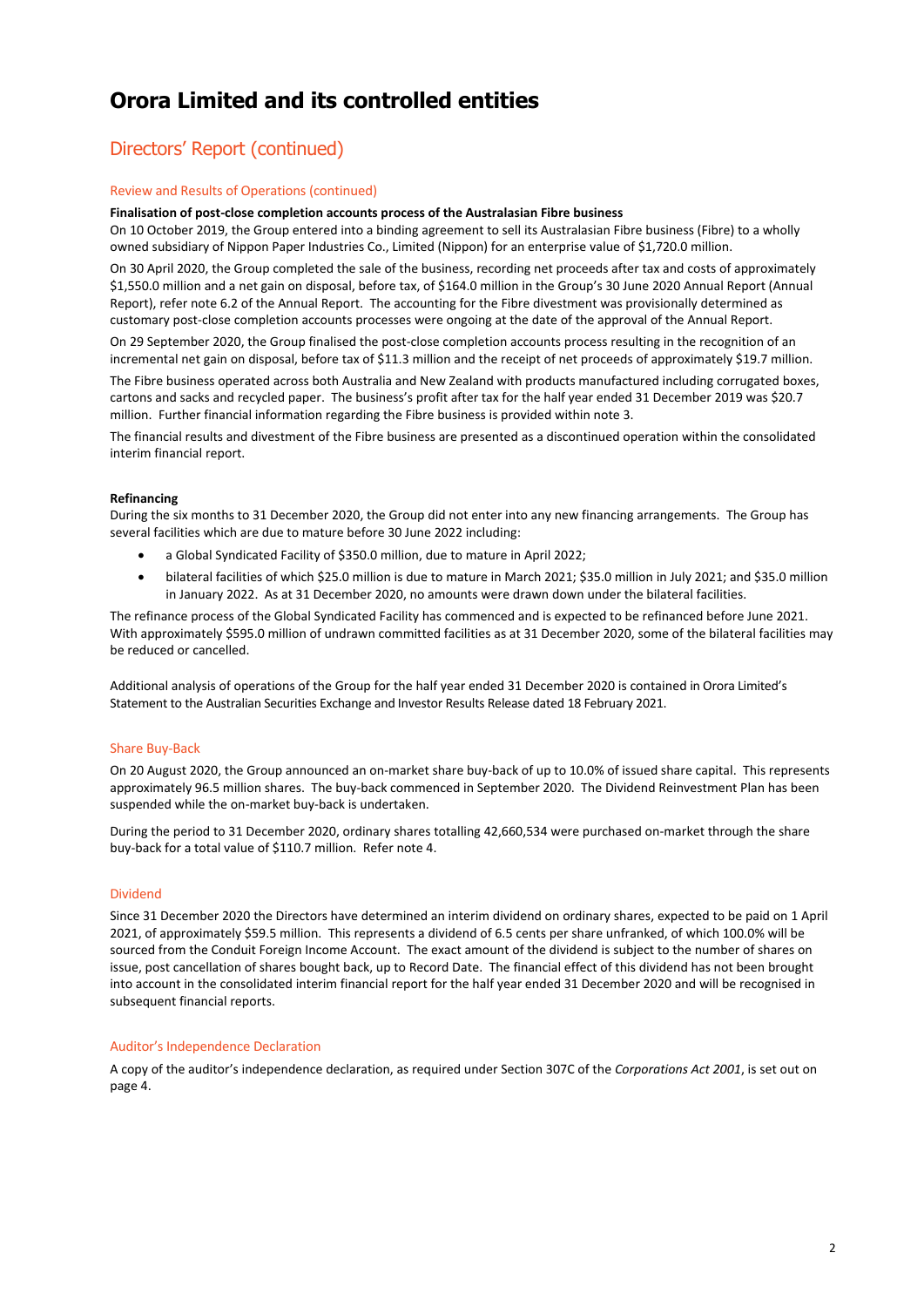# Orora Limited and its controlled entities

## Directors' Report (continued)

### Review and Results of Operations (continued)

**Finalisation of post-close completion accounts process of the Australasian Fibre business**

On 10 October 2019, the Group entered into a binding agreement to sell its Australasian Fibre business (Fibre) to a wholly owned subsidiary of Nippon Paper Industries Co., Limited (Nippon) for an enterprise value of $1,720.0 million.

On 30 April 2020, the Group completed the sale of the business, recording net proceeds after tax and costs of approximately $1,550.0 million and a net gain on disposal, before tax, of $164.0 million in the Group's 30 June 2020 Annual Report (Annual Report), refer note 6.2 of the Annual Report. The accounting for the Fibre divestment was provisionally determined as customary post-close completion accounts processes were ongoing at the date of the approval of the Annual Report.

On 29 September 2020, the Group finalised the post-close completion accounts process resulting in the recognition of an incremental net gain on disposal, before tax of $11.3 million and the receipt of net proceeds of approximately $19.7 million.

The Fibre business operated across both Australia and New Zealand with products manufactured including corrugated boxes, cartons and sacks and recycled paper. The business's profit after tax for the half year ended 31 December 2019 was $20.7 million. Further financial information regarding the Fibre business is provided within note 3.

The financial results and divestment of the Fibre business are presented as a discontinued operation within the consolidated interim financial report.

**Refinancing**

During the six months to 31 December 2020, the Group did not enter into any new financing arrangements. The Group has several facilities which are due to mature before 30 June 2022 including:

- a Global Syndicated Facility of $350.0 million, due to mature in April 2022;
- bilateral facilities of which $25.0 million is due to mature in March 2021; $35.0 million in July 2021; and $35.0 million in January 2022. As at 31 December 2020, no amounts were drawn down under the bilateral facilities.

The refinance process of the Global Syndicated Facility has commenced and is expected to be refinanced before June 2021. With approximately $595.0 million of undrawn committed facilities as at 31 December 2020, some of the bilateral facilities may be reduced or cancelled.

Additional analysis of operations of the Group for the half year ended 31 December 2020 is contained in Orora Limited's Statement to the Australian Securities Exchange and Investor Results Release dated 18 February 2021.

### Share Buy-Back

On 20 August 2020, the Group announced an on-market share buy-back of up to 10.0% of issued share capital. This represents approximately 96.5 million shares. The buy-back commenced in September 2020. The Dividend Reinvestment Plan has been suspended while the on-market buy-back is undertaken.

During the period to 31 December 2020, ordinary shares totalling 42,660,534 were purchased on-market through the share buy-back for a total value of $110.7 million. Refer note 4.

### Dividend

Since 31 December 2020 the Directors have determined an interim dividend on ordinary shares, expected to be paid on 1 April 2021, of approximately $59.5 million. This represents a dividend of 6.5 cents per share unfranked, of which 100.0% will be sourced from the Conduit Foreign Income Account. The exact amount of the dividend is subject to the number of shares on issue, post cancellation of shares bought back, up to Record Date. The financial effect of this dividend has not been brought into account in the consolidated interim financial report for the half year ended 31 December 2020 and will be recognised in subsequent financial reports.

### Auditor's Independence Declaration

A copy of the auditor's independence declaration, as required under Section 307C of the *Corporations Act 2001*, is set out on page 4.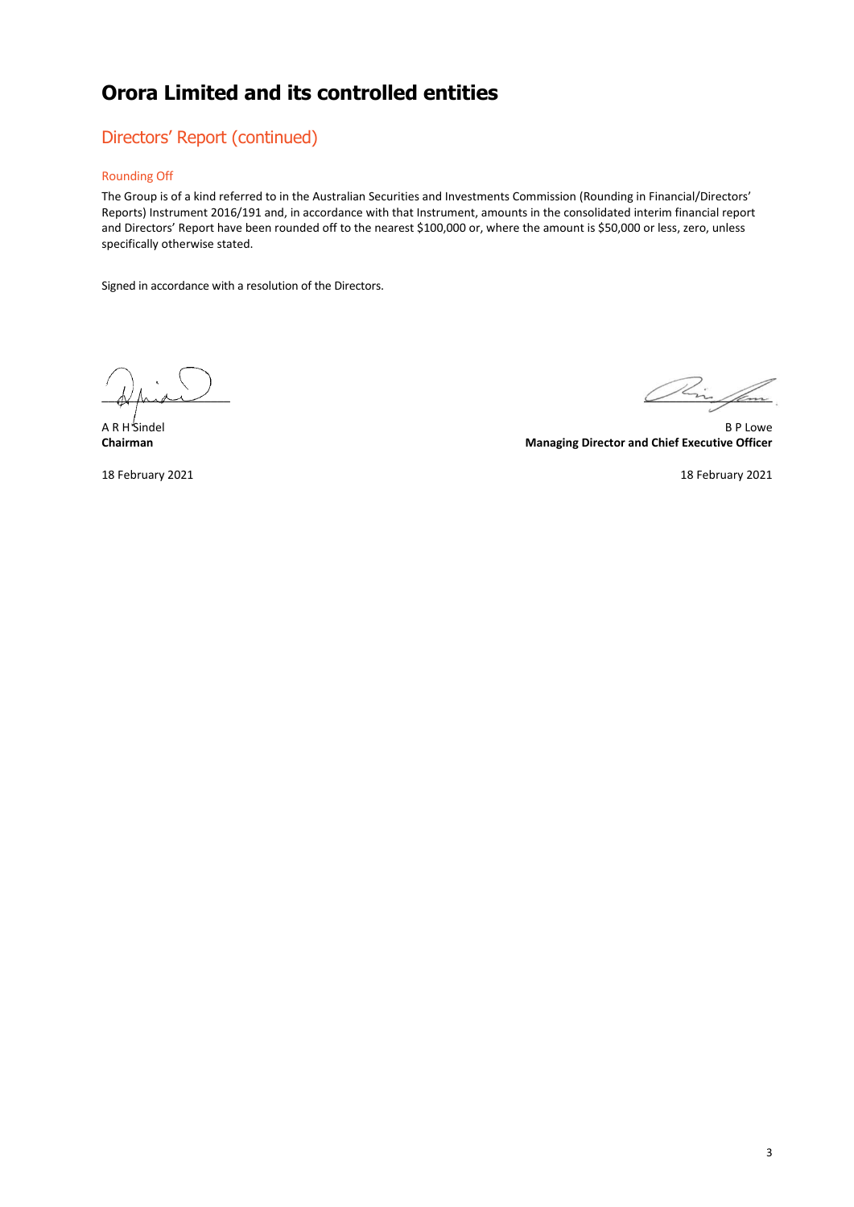# Orora Limited and its controlled entities

## Directors' Report (continued)

### Rounding Off

The Group is of a kind referred to in the Australian Securities and Investments Commission (Rounding in Financial/Directors' Reports) Instrument 2016/191 and, in accordance with that Instrument, amounts in the consolidated interim financial report and Directors' Report have been rounded off to the nearest $100,000 or, where the amount is $50,000 or less, zero, unless specifically otherwise stated.

Signed in accordance with a resolution of the Directors.

A R H Sindel
**Chairman**

18 February 2021

B P Lowe
**Managing Director and Chief Executive Officer**

18 February 2021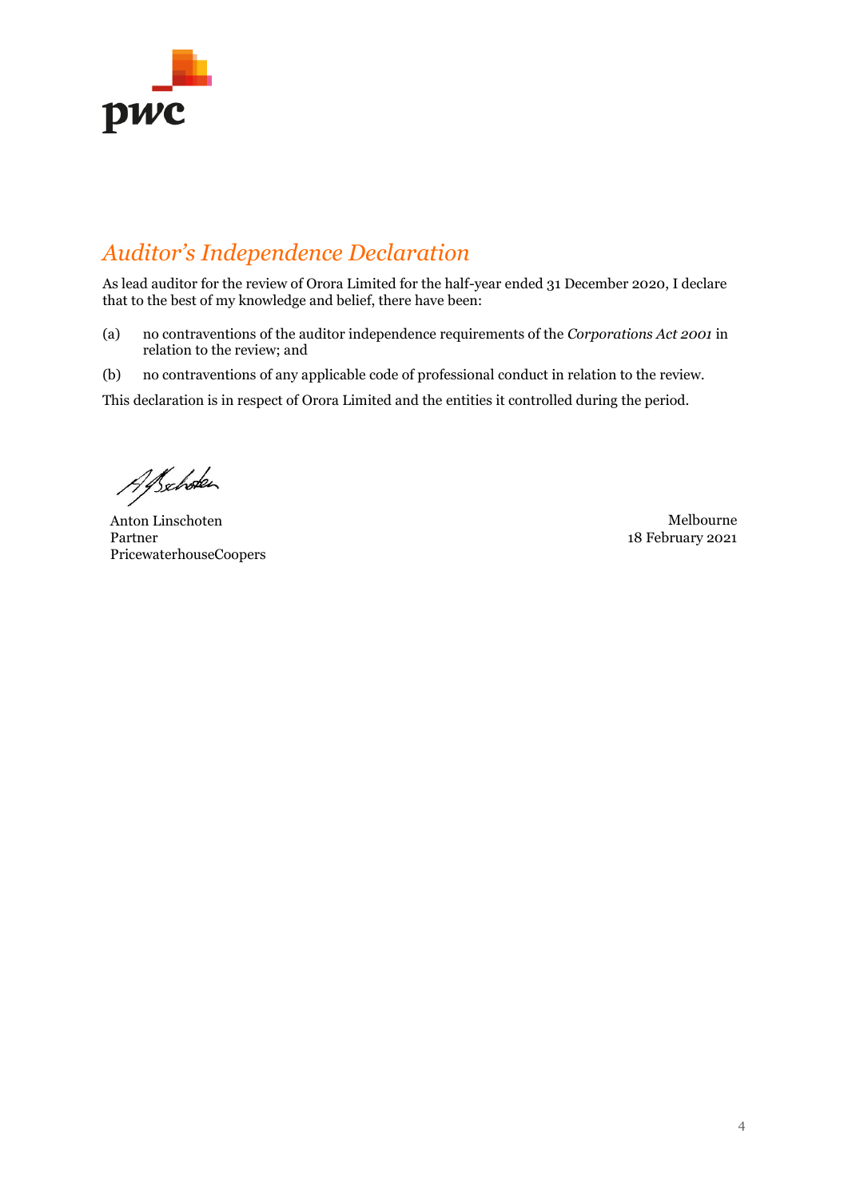# *Auditor's Independence Declaration*

As lead auditor for the review of Orora Limited for the half-year ended 31 December 2020, I declare that to the best of my knowledge and belief, there have been:

(a) no contraventions of the auditor independence requirements of the *Corporations Act 2001* in relation to the review; and

(b) no contraventions of any applicable code of professional conduct in relation to the review.

This declaration is in respect of Orora Limited and the entities it controlled during the period.

Anton Linschoten
Partner
PricewaterhouseCoopers

Melbourne
18 February 2021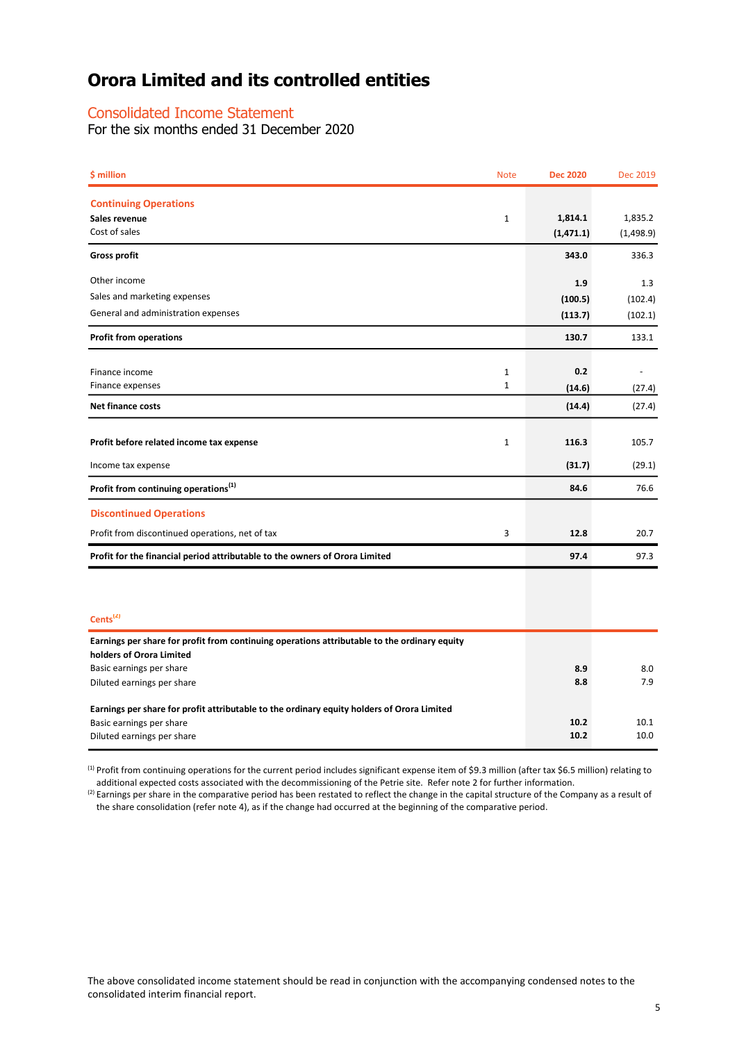# Orora Limited and its controlled entities

## Consolidated Income Statement

For the six months ended 31 December 2020

| $ million | Note | Dec 2020 | Dec 2019 |
|---|---|---|---|
| **Continuing Operations** | | | |
| **Sales revenue** | 1 | **1,814.1** | 1,835.2 |
| Cost of sales | | **(1,471.1)** | (1,498.9) |
| **Gross profit** | | **343.0** | 336.3 |
| Other income | | **1.9** | 1.3 |
| Sales and marketing expenses | | **(100.5)** | (102.4) |
| General and administration expenses | | **(113.7)** | (102.1) |
| **Profit from operations** | | **130.7** | 133.1 |
| Finance income | 1 | **0.2** | - |
| Finance expenses | 1 | **(14.6)** | (27.4) |
| **Net finance costs** | | **(14.4)** | (27.4) |
| **Profit before related income tax expense** | 1 | **116.3** | 105.7 |
| Income tax expense | | **(31.7)** | (29.1) |
| **Profit from continuing operations**[(1)] | | **84.6** | 76.6 |
| **Discontinued Operations** | | | |
| Profit from discontinued operations, net of tax | 3 | **12.8** | 20.7 |
| **Profit for the financial period attributable to the owners of Orora Limited** | | **97.4** | 97.3 |

| Cents[(2)] | | |
|---|---|---|
| **Earnings per share for profit from continuing operations attributable to the ordinary equity holders of Orora Limited** | | |
| Basic earnings per share | **8.9** | 8.0 |
| Diluted earnings per share | **8.8** | 7.9 |
| **Earnings per share for profit attributable to the ordinary equity holders of Orora Limited** | | |
| Basic earnings per share | **10.2** | 10.1 |
| Diluted earnings per share | **10.2** | 10.0 |

[(1)] Profit from continuing operations for the current period includes significant expense item of $9.3 million (after tax $6.5 million) relating to additional expected costs associated with the decommissioning of the Petrie site. Refer note 2 for further information.

[(2)] Earnings per share in the comparative period has been restated to reflect the change in the capital structure of the Company as a result of the share consolidation (refer note 4), as if the change had occurred at the beginning of the comparative period.

The above consolidated income statement should be read in conjunction with the accompanying condensed notes to the consolidated interim financial report.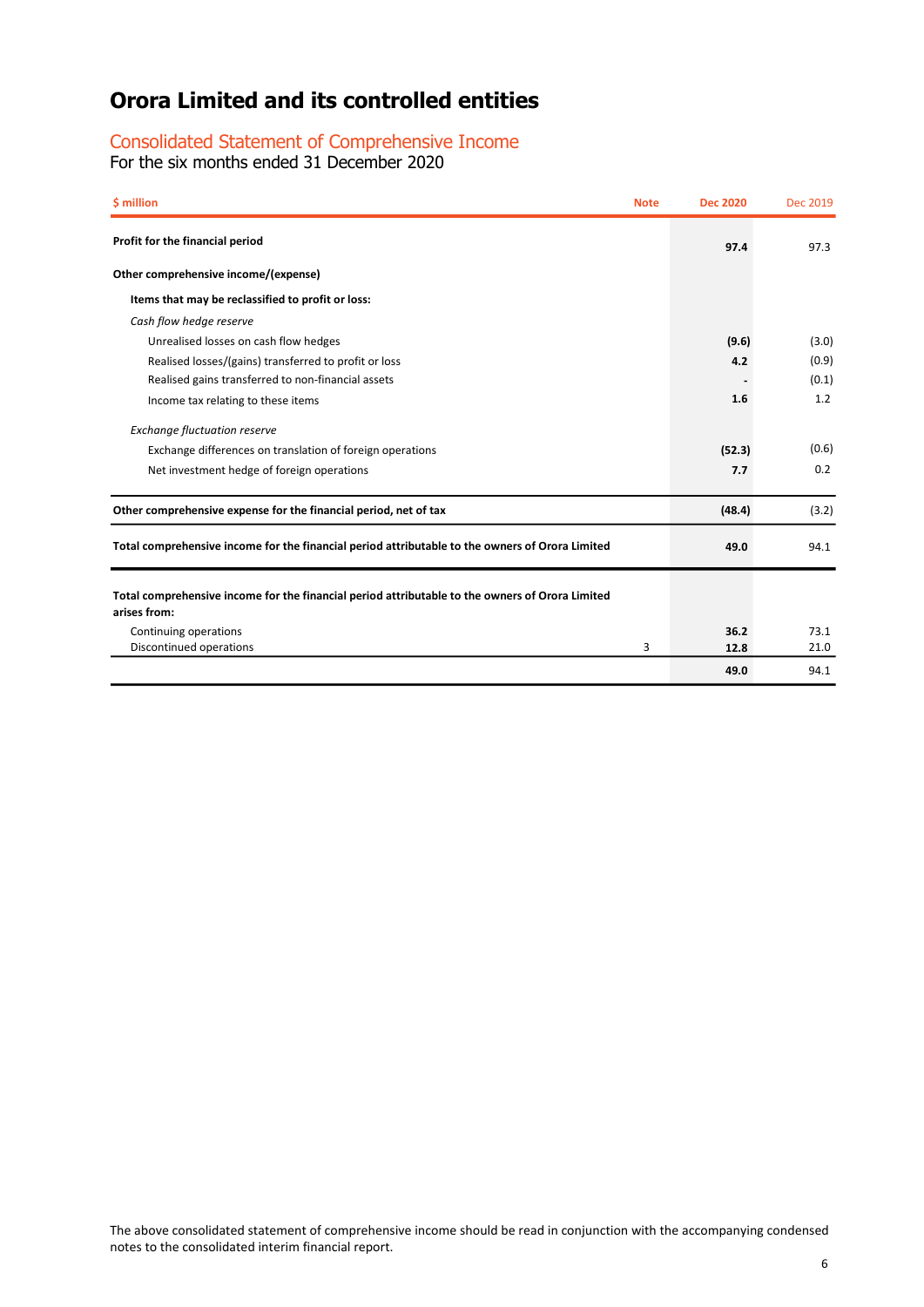# Orora Limited and its controlled entities

## Consolidated Statement of Comprehensive Income

For the six months ended 31 December 2020

| $ million | Note | Dec 2020 | Dec 2019 |
|---|---|---|---|
| **Profit for the financial period** | | **97.4** | 97.3 |
| **Other comprehensive income/(expense)** | | | |
| **Items that may be reclassified to profit or loss:** | | | |
| *Cash flow hedge reserve* | | | |
| Unrealised losses on cash flow hedges | | **(9.6)** | (3.0) |
| Realised losses/(gains) transferred to profit or loss | | **4.2** | (0.9) |
| Realised gains transferred to non-financial assets | | **-** | (0.1) |
| Income tax relating to these items | | **1.6** | 1.2 |
| *Exchange fluctuation reserve* | | | |
| Exchange differences on translation of foreign operations | | **(52.3)** | (0.6) |
| Net investment hedge of foreign operations | | **7.7** | 0.2 |
| **Other comprehensive expense for the financial period, net of tax** | | **(48.4)** | (3.2) |
| **Total comprehensive income for the financial period attributable to the owners of Orora Limited** | | **49.0** | 94.1 |
| **Total comprehensive income for the financial period attributable to the owners of Orora Limited arises from:** | | | |
| Continuing operations | | **36.2** | 73.1 |
| Discontinued operations | 3 | **12.8** | 21.0 |
| | | **49.0** | 94.1 |

The above consolidated statement of comprehensive income should be read in conjunction with the accompanying condensed notes to the consolidated interim financial report.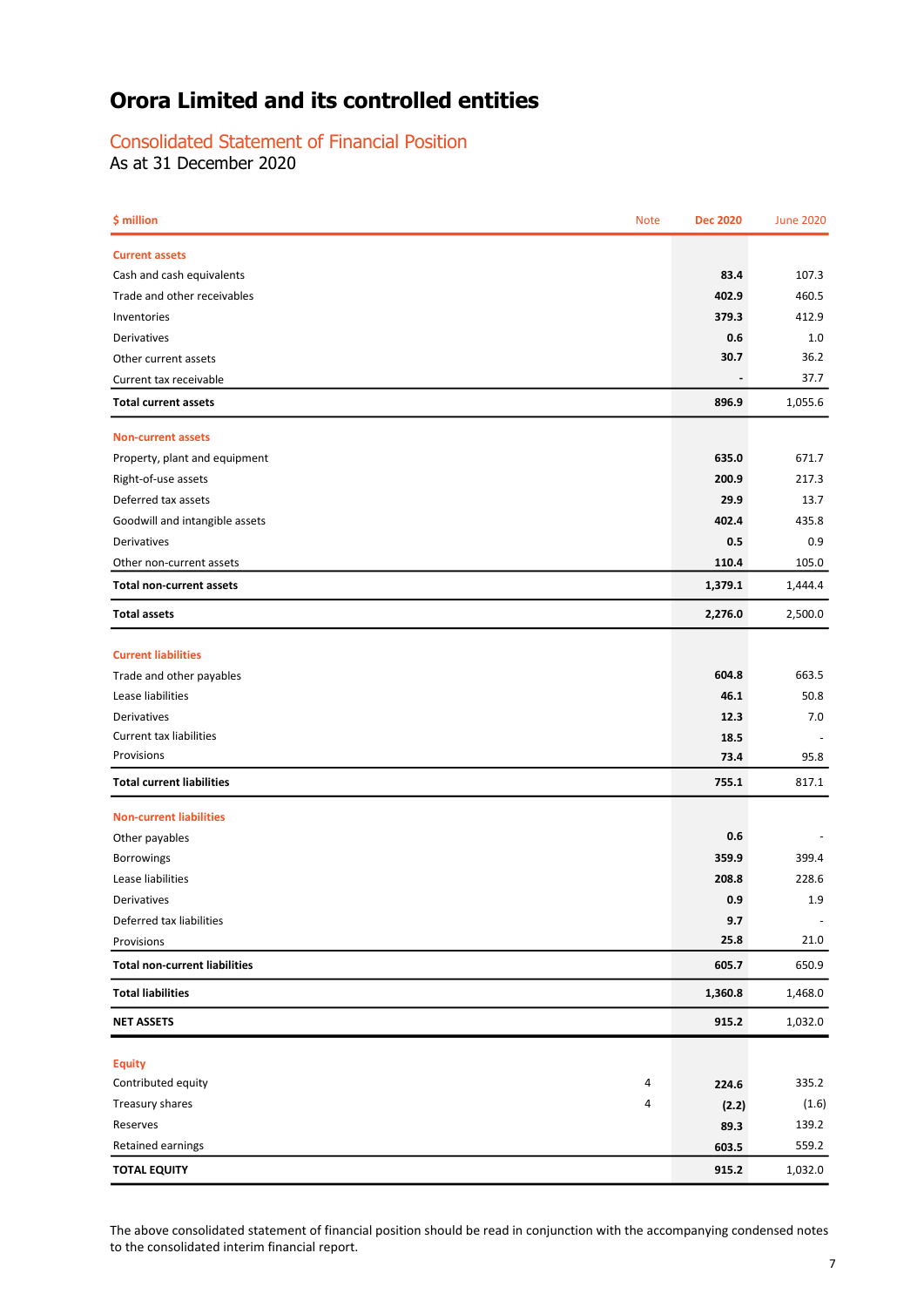# Orora Limited and its controlled entities

## Consolidated Statement of Financial Position

As at 31 December 2020

| $ million | Note | Dec 2020 | June 2020 |
|---|---|---|---|
| **Current assets** | | | |
| Cash and cash equivalents | | **83.4** | 107.3 |
| Trade and other receivables | | **402.9** | 460.5 |
| Inventories | | **379.3** | 412.9 |
| Derivatives | | **0.6** | 1.0 |
| Other current assets | | **30.7** | 36.2 |
| Current tax receivable | | **-** | 37.7 |
| **Total current assets** | | **896.9** | 1,055.6 |
| **Non-current assets** | | | |
| Property, plant and equipment | | **635.0** | 671.7 |
| Right-of-use assets | | **200.9** | 217.3 |
| Deferred tax assets | | **29.9** | 13.7 |
| Goodwill and intangible assets | | **402.4** | 435.8 |
| Derivatives | | **0.5** | 0.9 |
| Other non-current assets | | **110.4** | 105.0 |
| **Total non-current assets** | | **1,379.1** | 1,444.4 |
| **Total assets** | | **2,276.0** | 2,500.0 |
| **Current liabilities** | | | |
| Trade and other payables | | **604.8** | 663.5 |
| Lease liabilities | | **46.1** | 50.8 |
| Derivatives | | **12.3** | 7.0 |
| Current tax liabilities | | **18.5** | - |
| Provisions | | **73.4** | 95.8 |
| **Total current liabilities** | | **755.1** | 817.1 |
| **Non-current liabilities** | | | |
| Other payables | | **0.6** | - |
| Borrowings | | **359.9** | 399.4 |
| Lease liabilities | | **208.8** | 228.6 |
| Derivatives | | **0.9** | 1.9 |
| Deferred tax liabilities | | **9.7** | - |
| Provisions | | **25.8** | 21.0 |
| **Total non-current liabilities** | | **605.7** | 650.9 |
| **Total liabilities** | | **1,360.8** | 1,468.0 |
| **NET ASSETS** | | **915.2** | 1,032.0 |
| **Equity** | | | |
| Contributed equity | 4 | **224.6** | 335.2 |
| Treasury shares | 4 | **(2.2)** | (1.6) |
| Reserves | | **89.3** | 139.2 |
| Retained earnings | | **603.5** | 559.2 |
| **TOTAL EQUITY** | | **915.2** | 1,032.0 |

The above consolidated statement of financial position should be read in conjunction with the accompanying condensed notes to the consolidated interim financial report.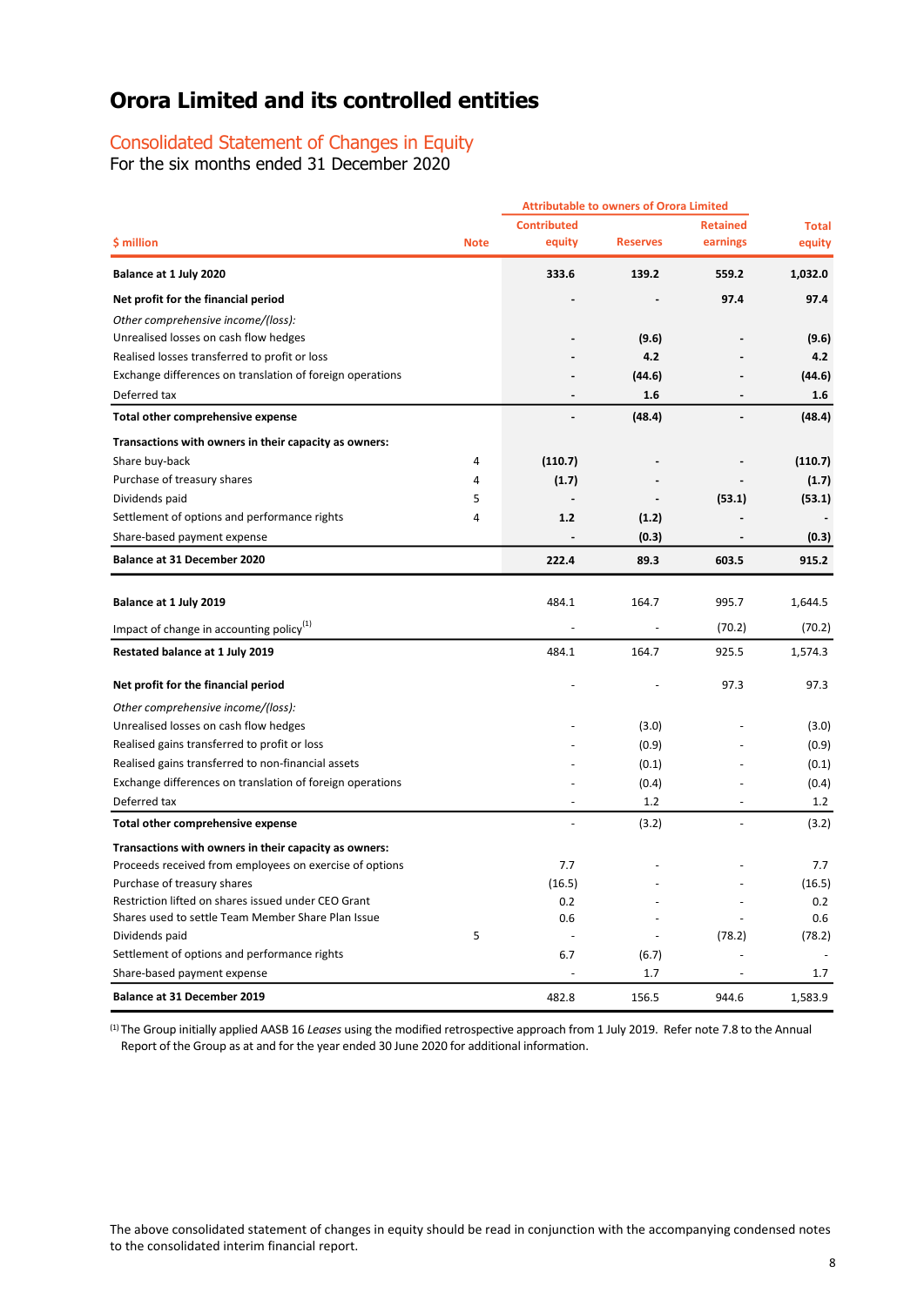# Orora Limited and its controlled entities

## Consolidated Statement of Changes in Equity

For the six months ended 31 December 2020

| $ million | Note | Attributable to owners of Orora Limited Contributed equity | Reserves | Retained earnings | Total equity |
|---|---|---|---|---|---|
| **Balance at 1 July 2020** | | **333.6** | **139.2** | **559.2** | **1,032.0** |
| **Net profit for the financial period** | | **-** | **-** | **97.4** | **97.4** |
| *Other comprehensive income/(loss):* | | | | | |
| Unrealised losses on cash flow hedges | | **-** | **(9.6)** | **-** | **(9.6)** |
| Realised losses transferred to profit or loss | | **-** | **4.2** | **-** | **4.2** |
| Exchange differences on translation of foreign operations | | **-** | **(44.6)** | **-** | **(44.6)** |
| Deferred tax | | **-** | **1.6** | **-** | **1.6** |
| **Total other comprehensive expense** | | **-** | **(48.4)** | **-** | **(48.4)** |
| **Transactions with owners in their capacity as owners:** | | | | | |
| Share buy-back | 4 | **(110.7)** | **-** | **-** | **(110.7)** |
| Purchase of treasury shares | 4 | **(1.7)** | **-** | **-** | **(1.7)** |
| Dividends paid | 5 | **-** | **-** | **(53.1)** | **(53.1)** |
| Settlement of options and performance rights | 4 | **1.2** | **(1.2)** | **-** | **-** |
| Share-based payment expense | | **-** | **(0.3)** | **-** | **(0.3)** |
| **Balance at 31 December 2020** | | **222.4** | **89.3** | **603.5** | **915.2** |
| | | | | | |
| **Balance at 1 July 2019** | | 484.1 | 164.7 | 995.7 | 1,644.5 |
| Impact of change in accounting policy[1] | | - | - | (70.2) | (70.2) |
| **Restated balance at 1 July 2019** | | 484.1 | 164.7 | 925.5 | 1,574.3 |
| **Net profit for the financial period** | | - | - | 97.3 | 97.3 |
| *Other comprehensive income/(loss):* | | | | | |
| Unrealised losses on cash flow hedges | | - | (3.0) | - | (3.0) |
| Realised gains transferred to profit or loss | | - | (0.9) | - | (0.9) |
| Realised gains transferred to non-financial assets | | - | (0.1) | - | (0.1) |
| Exchange differences on translation of foreign operations | | - | (0.4) | - | (0.4) |
| Deferred tax | | - | 1.2 | - | 1.2 |
| **Total other comprehensive expense** | | - | (3.2) | - | (3.2) |
| **Transactions with owners in their capacity as owners:** | | | | | |
| Proceeds received from employees on exercise of options | | 7.7 | - | - | 7.7 |
| Purchase of treasury shares | | (16.5) | - | - | (16.5) |
| Restriction lifted on shares issued under CEO Grant | | 0.2 | - | - | 0.2 |
| Shares used to settle Team Member Share Plan Issue | | 0.6 | - | - | 0.6 |
| Dividends paid | 5 | - | - | (78.2) | (78.2) |
| Settlement of options and performance rights | | 6.7 | (6.7) | - | - |
| Share-based payment expense | | - | 1.7 | - | 1.7 |
| **Balance at 31 December 2019** | | 482.8 | 156.5 | 944.6 | 1,583.9 |

[1] The Group initially applied AASB 16 *Leases* using the modified retrospective approach from 1 July 2019. Refer note 7.8 to the Annual Report of the Group as at and for the year ended 30 June 2020 for additional information.

The above consolidated statement of changes in equity should be read in conjunction with the accompanying condensed notes to the consolidated interim financial report.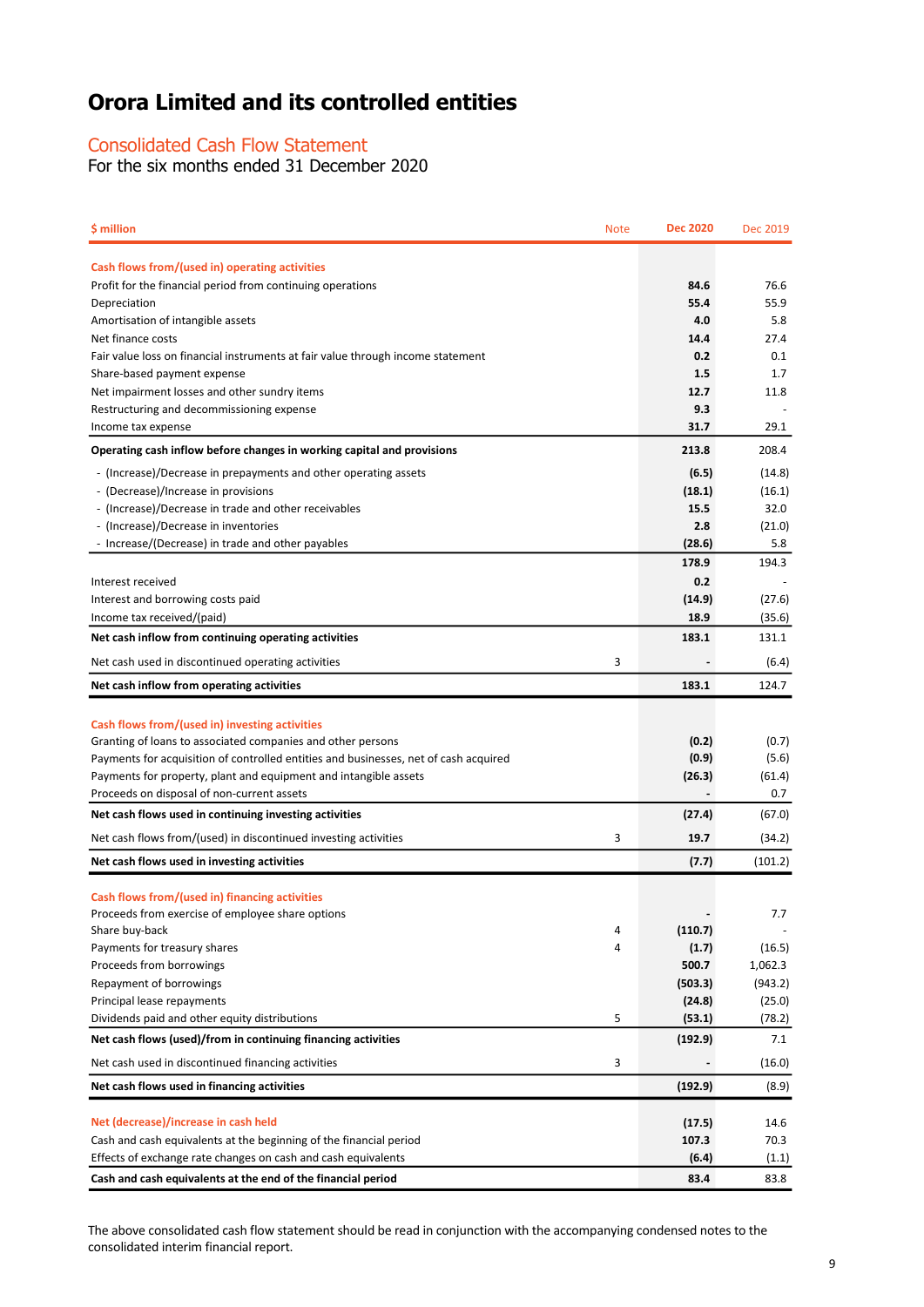# Orora Limited and its controlled entities

## Consolidated Cash Flow Statement

For the six months ended 31 December 2020

| $ million | Note | Dec 2020 | Dec 2019 |
|---|---|---|---|
| **Cash flows from/(used in) operating activities** | | | |
| Profit for the financial period from continuing operations | | **84.6** | 76.6 |
| Depreciation | | **55.4** | 55.9 |
| Amortisation of intangible assets | | **4.0** | 5.8 |
| Net finance costs | | **14.4** | 27.4 |
| Fair value loss on financial instruments at fair value through income statement | | **0.2** | 0.1 |
| Share-based payment expense | | **1.5** | 1.7 |
| Net impairment losses and other sundry items | | **12.7** | 11.8 |
| Restructuring and decommissioning expense | | **9.3** | - |
| Income tax expense | | **31.7** | 29.1 |
| **Operating cash inflow before changes in working capital and provisions** | | **213.8** | 208.4 |
| - (Increase)/Decrease in prepayments and other operating assets | | **(6.5)** | (14.8) |
| - (Decrease)/Increase in provisions | | **(18.1)** | (16.1) |
| - (Increase)/Decrease in trade and other receivables | | **15.5** | 32.0 |
| - (Increase)/Decrease in inventories | | **2.8** | (21.0) |
| - Increase/(Decrease) in trade and other payables | | **(28.6)** | 5.8 |
| | | **178.9** | 194.3 |
| Interest received | | **0.2** | - |
| Interest and borrowing costs paid | | **(14.9)** | (27.6) |
| Income tax received/(paid) | | **18.9** | (35.6) |
| **Net cash inflow from continuing operating activities** | | **183.1** | 131.1 |
| Net cash used in discontinued operating activities | 3 | **-** | (6.4) |
| **Net cash inflow from operating activities** | | **183.1** | 124.7 |
| **Cash flows from/(used in) investing activities** | | | |
| Granting of loans to associated companies and other persons | | **(0.2)** | (0.7) |
| Payments for acquisition of controlled entities and businesses, net of cash acquired | | **(0.9)** | (5.6) |
| Payments for property, plant and equipment and intangible assets | | **(26.3)** | (61.4) |
| Proceeds on disposal of non-current assets | | **-** | 0.7 |
| **Net cash flows used in continuing investing activities** | | **(27.4)** | (67.0) |
| Net cash flows from/(used) in discontinued investing activities | 3 | **19.7** | (34.2) |
| **Net cash flows used in investing activities** | | **(7.7)** | (101.2) |
| **Cash flows from/(used in) financing activities** | | | |
| Proceeds from exercise of employee share options | | **-** | 7.7 |
| Share buy-back | 4 | **(110.7)** | - |
| Payments for treasury shares | 4 | **(1.7)** | (16.5) |
| Proceeds from borrowings | | **500.7** | 1,062.3 |
| Repayment of borrowings | | **(503.3)** | (943.2) |
| Principal lease repayments | | **(24.8)** | (25.0) |
| Dividends paid and other equity distributions | 5 | **(53.1)** | (78.2) |
| **Net cash flows (used)/from in continuing financing activities** | | **(192.9)** | 7.1 |
| Net cash used in discontinued financing activities | 3 | **-** | (16.0) |
| **Net cash flows used in financing activities** | | **(192.9)** | (8.9) |
| **Net (decrease)/increase in cash held** | | **(17.5)** | 14.6 |
| Cash and cash equivalents at the beginning of the financial period | | **107.3** | 70.3 |
| Effects of exchange rate changes on cash and cash equivalents | | **(6.4)** | (1.1) |
| **Cash and cash equivalents at the end of the financial period** | | **83.4** | 83.8 |

The above consolidated cash flow statement should be read in conjunction with the accompanying condensed notes to the consolidated interim financial report.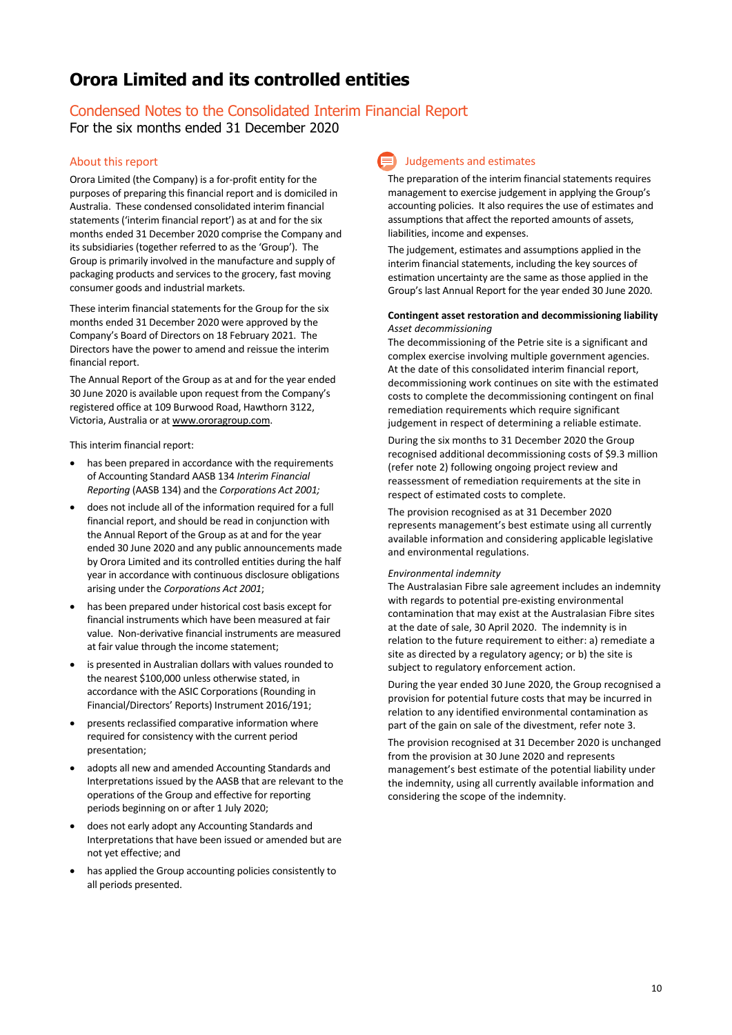# Orora Limited and its controlled entities

## Condensed Notes to the Consolidated Interim Financial Report

For the six months ended 31 December 2020

### About this report

Orora Limited (the Company) is a for-profit entity for the purposes of preparing this financial report and is domiciled in Australia. These condensed consolidated interim financial statements ('interim financial report') as at and for the six months ended 31 December 2020 comprise the Company and its subsidiaries (together referred to as the 'Group'). The Group is primarily involved in the manufacture and supply of packaging products and services to the grocery, fast moving consumer goods and industrial markets.

These interim financial statements for the Group for the six months ended 31 December 2020 were approved by the Company's Board of Directors on 18 February 2021. The Directors have the power to amend and reissue the interim financial report.

The Annual Report of the Group as at and for the year ended 30 June 2020 is available upon request from the Company's registered office at 109 Burwood Road, Hawthorn 3122, Victoria, Australia or at www.ororagroup.com.

This interim financial report:

- has been prepared in accordance with the requirements of Accounting Standard AASB 134 *Interim Financial Reporting* (AASB 134) and the *Corporations Act 2001;*
- does not include all of the information required for a full financial report, and should be read in conjunction with the Annual Report of the Group as at and for the year ended 30 June 2020 and any public announcements made by Orora Limited and its controlled entities during the half year in accordance with continuous disclosure obligations arising under the *Corporations Act 2001*;
- has been prepared under historical cost basis except for financial instruments which have been measured at fair value. Non-derivative financial instruments are measured at fair value through the income statement;
- is presented in Australian dollars with values rounded to the nearest $100,000 unless otherwise stated, in accordance with the ASIC Corporations (Rounding in Financial/Directors' Reports) Instrument 2016/191;
- presents reclassified comparative information where required for consistency with the current period presentation;
- adopts all new and amended Accounting Standards and Interpretations issued by the AASB that are relevant to the operations of the Group and effective for reporting periods beginning on or after 1 July 2020;
- does not early adopt any Accounting Standards and Interpretations that have been issued or amended but are not yet effective; and
- has applied the Group accounting policies consistently to all periods presented.

### Judgements and estimates

The preparation of the interim financial statements requires management to exercise judgement in applying the Group's accounting policies. It also requires the use of estimates and assumptions that affect the reported amounts of assets, liabilities, income and expenses.

The judgement, estimates and assumptions applied in the interim financial statements, including the key sources of estimation uncertainty are the same as those applied in the Group's last Annual Report for the year ended 30 June 2020.

**Contingent asset restoration and decommissioning liability**

*Asset decommissioning*

The decommissioning of the Petrie site is a significant and complex exercise involving multiple government agencies. At the date of this consolidated interim financial report, decommissioning work continues on site with the estimated costs to complete the decommissioning contingent on final remediation requirements which require significant judgement in respect of determining a reliable estimate.

During the six months to 31 December 2020 the Group recognised additional decommissioning costs of $9.3 million (refer note 2) following ongoing project review and reassessment of remediation requirements at the site in respect of estimated costs to complete.

The provision recognised as at 31 December 2020 represents management's best estimate using all currently available information and considering applicable legislative and environmental regulations.

*Environmental indemnity*

The Australasian Fibre sale agreement includes an indemnity with regards to potential pre-existing environmental contamination that may exist at the Australasian Fibre sites at the date of sale, 30 April 2020. The indemnity is in relation to the future requirement to either: a) remediate a site as directed by a regulatory agency; or b) the site is subject to regulatory enforcement action.

During the year ended 30 June 2020, the Group recognised a provision for potential future costs that may be incurred in relation to any identified environmental contamination as part of the gain on sale of the divestment, refer note 3.

The provision recognised at 31 December 2020 is unchanged from the provision at 30 June 2020 and represents management's best estimate of the potential liability under the indemnity, using all currently available information and considering the scope of the indemnity.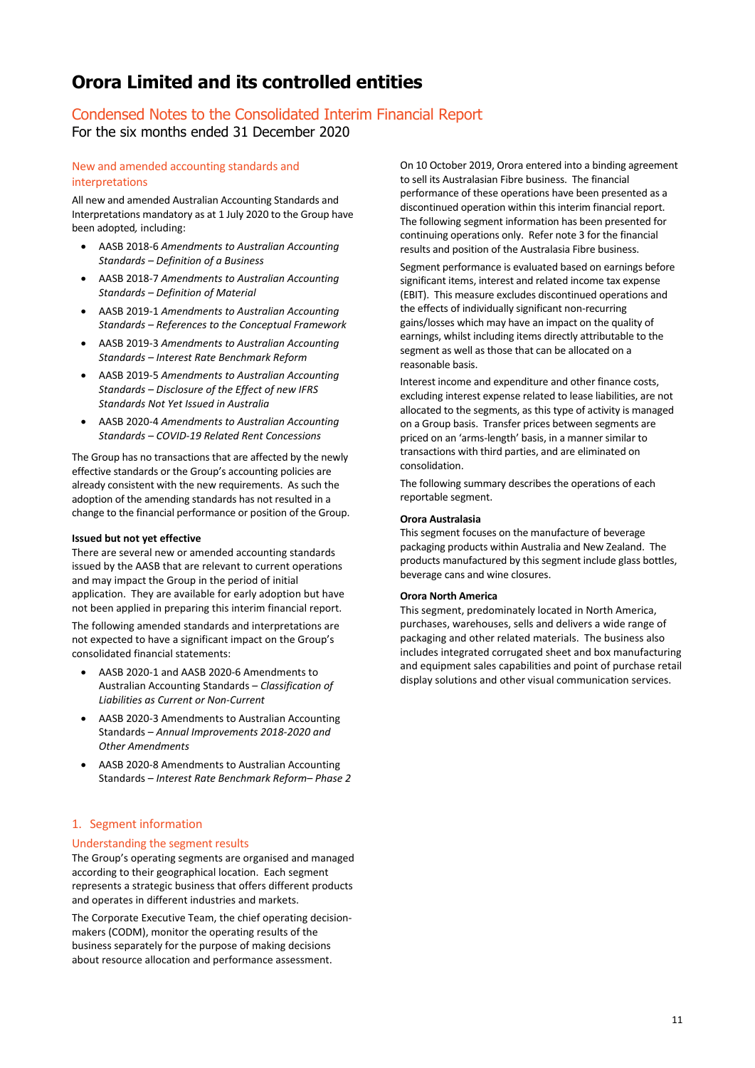# Orora Limited and its controlled entities

## Condensed Notes to the Consolidated Interim Financial Report

For the six months ended 31 December 2020

### New and amended accounting standards and interpretations

All new and amended Australian Accounting Standards and Interpretations mandatory as at 1 July 2020 to the Group have been adopted, including:

- AASB 2018-6 *Amendments to Australian Accounting Standards – Definition of a Business*
- AASB 2018-7 *Amendments to Australian Accounting Standards – Definition of Material*
- AASB 2019-1 *Amendments to Australian Accounting Standards – References to the Conceptual Framework*
- AASB 2019-3 *Amendments to Australian Accounting Standards – Interest Rate Benchmark Reform*
- AASB 2019-5 *Amendments to Australian Accounting Standards – Disclosure of the Effect of new IFRS Standards Not Yet Issued in Australia*
- AASB 2020-4 *Amendments to Australian Accounting Standards – COVID-19 Related Rent Concessions*

The Group has no transactions that are affected by the newly effective standards or the Group's accounting policies are already consistent with the new requirements. As such the adoption of the amending standards has not resulted in a change to the financial performance or position of the Group.

**Issued but not yet effective**

There are several new or amended accounting standards issued by the AASB that are relevant to current operations and may impact the Group in the period of initial application. They are available for early adoption but have not been applied in preparing this interim financial report.

The following amended standards and interpretations are not expected to have a significant impact on the Group's consolidated financial statements:

- AASB 2020-1 and AASB 2020-6 Amendments to Australian Accounting Standards – *Classification of Liabilities as Current or Non-Current*
- AASB 2020-3 Amendments to Australian Accounting Standards – *Annual Improvements 2018-2020 and Other Amendments*
- AASB 2020-8 Amendments to Australian Accounting Standards – *Interest Rate Benchmark Reform– Phase 2*

## 1. Segment information

### Understanding the segment results

The Group's operating segments are organised and managed according to their geographical location. Each segment represents a strategic business that offers different products and operates in different industries and markets.

The Corporate Executive Team, the chief operating decision-makers (CODM), monitor the operating results of the business separately for the purpose of making decisions about resource allocation and performance assessment.

On 10 October 2019, Orora entered into a binding agreement to sell its Australasian Fibre business. The financial performance of these operations have been presented as a discontinued operation within this interim financial report. The following segment information has been presented for continuing operations only. Refer note 3 for the financial results and position of the Australasia Fibre business.

Segment performance is evaluated based on earnings before significant items, interest and related income tax expense (EBIT). This measure excludes discontinued operations and the effects of individually significant non-recurring gains/losses which may have an impact on the quality of earnings, whilst including items directly attributable to the segment as well as those that can be allocated on a reasonable basis.

Interest income and expenditure and other finance costs, excluding interest expense related to lease liabilities, are not allocated to the segments, as this type of activity is managed on a Group basis. Transfer prices between segments are priced on an 'arms-length' basis, in a manner similar to transactions with third parties, and are eliminated on consolidation.

The following summary describes the operations of each reportable segment.

**Orora Australasia**

This segment focuses on the manufacture of beverage packaging products within Australia and New Zealand. The products manufactured by this segment include glass bottles, beverage cans and wine closures.

**Orora North America**

This segment, predominately located in North America, purchases, warehouses, sells and delivers a wide range of packaging and other related materials. The business also includes integrated corrugated sheet and box manufacturing and equipment sales capabilities and point of purchase retail display solutions and other visual communication services.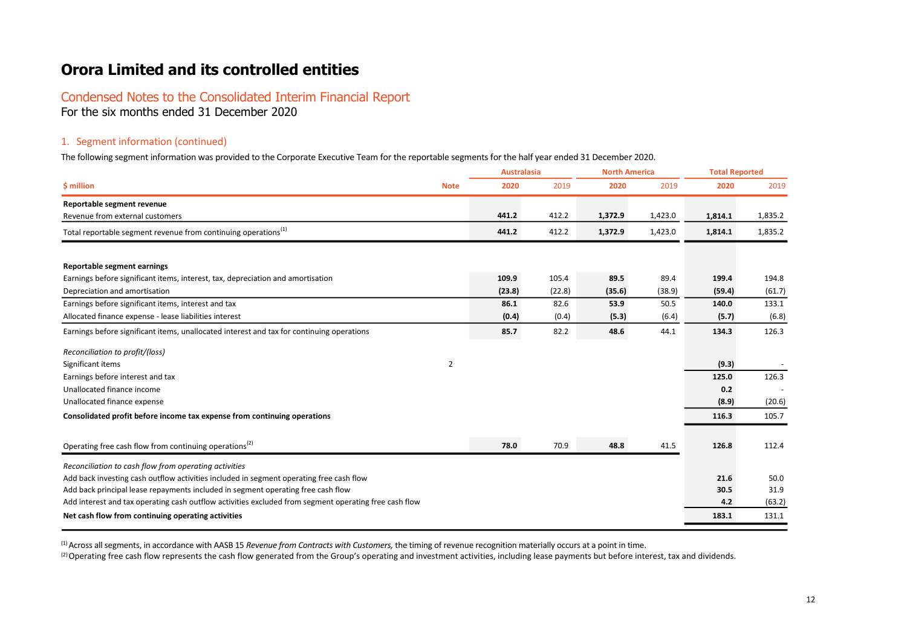# Orora Limited and its controlled entities

## Condensed Notes to the Consolidated Interim Financial Report

For the six months ended 31 December 2020

### 1. Segment information (continued)

The following segment information was provided to the Corporate Executive Team for the reportable segments for the half year ended 31 December 2020.

| | | Australasia | | North America | | Total Reported | |
|---|---|---|---|---|---|---|---|
| **$ million** | **Note** | **2020** | 2019 | **2020** | 2019 | **2020** | 2019 |
| **Reportable segment revenue** | | | | | | | |
| Revenue from external customers | | **441.2** | 412.2 | **1,372.9** | 1,423.0 | **1,814.1** | 1,835.2 |
| Total reportable segment revenue from continuing operations[1] | | **441.2** | 412.2 | **1,372.9** | 1,423.0 | **1,814.1** | 1,835.2 |
| **Reportable segment earnings** | | | | | | | |
| Earnings before significant items, interest, tax, depreciation and amortisation | | **109.9** | 105.4 | **89.5** | 89.4 | **199.4** | 194.8 |
| Depreciation and amortisation | | **(23.8)** | (22.8) | **(35.6)** | (38.9) | **(59.4)** | (61.7) |
| Earnings before significant items, interest and tax | | **86.1** | 82.6 | **53.9** | 50.5 | **140.0** | 133.1 |
| Allocated finance expense - lease liabilities interest | | **(0.4)** | (0.4) | **(5.3)** | (6.4) | **(5.7)** | (6.8) |
| Earnings before significant items, unallocated interest and tax for continuing operations | | **85.7** | 82.2 | **48.6** | 44.1 | **134.3** | 126.3 |
| *Reconciliation to profit/(loss)* | | | | | | | |
| Significant items | 2 | | | | | **(9.3)** | - |
| Earnings before interest and tax | | | | | | **125.0** | 126.3 |
| Unallocated finance income | | | | | | **0.2** | - |
| Unallocated finance expense | | | | | | **(8.9)** | (20.6) |
| **Consolidated profit before income tax expense from continuing operations** | | | | | | **116.3** | 105.7 |
| Operating free cash flow from continuing operations[2] | | **78.0** | 70.9 | **48.8** | 41.5 | **126.8** | 112.4 |
| *Reconciliation to cash flow from operating activities* | | | | | | | |
| Add back investing cash outflow activities included in segment operating free cash flow | | | | | | **21.6** | 50.0 |
| Add back principal lease repayments included in segment operating free cash flow | | | | | | **30.5** | 31.9 |
| Add interest and tax operating cash outflow activities excluded from segment operating free cash flow | | | | | | **4.2** | (63.2) |
| **Net cash flow from continuing operating activities** | | | | | | **183.1** | 131.1 |

[1] Across all segments, in accordance with AASB 15 *Revenue from Contracts with Customers,* the timing of revenue recognition materially occurs at a point in time.

[2] Operating free cash flow represents the cash flow generated from the Group's operating and investment activities, including lease payments but before interest, tax and dividends.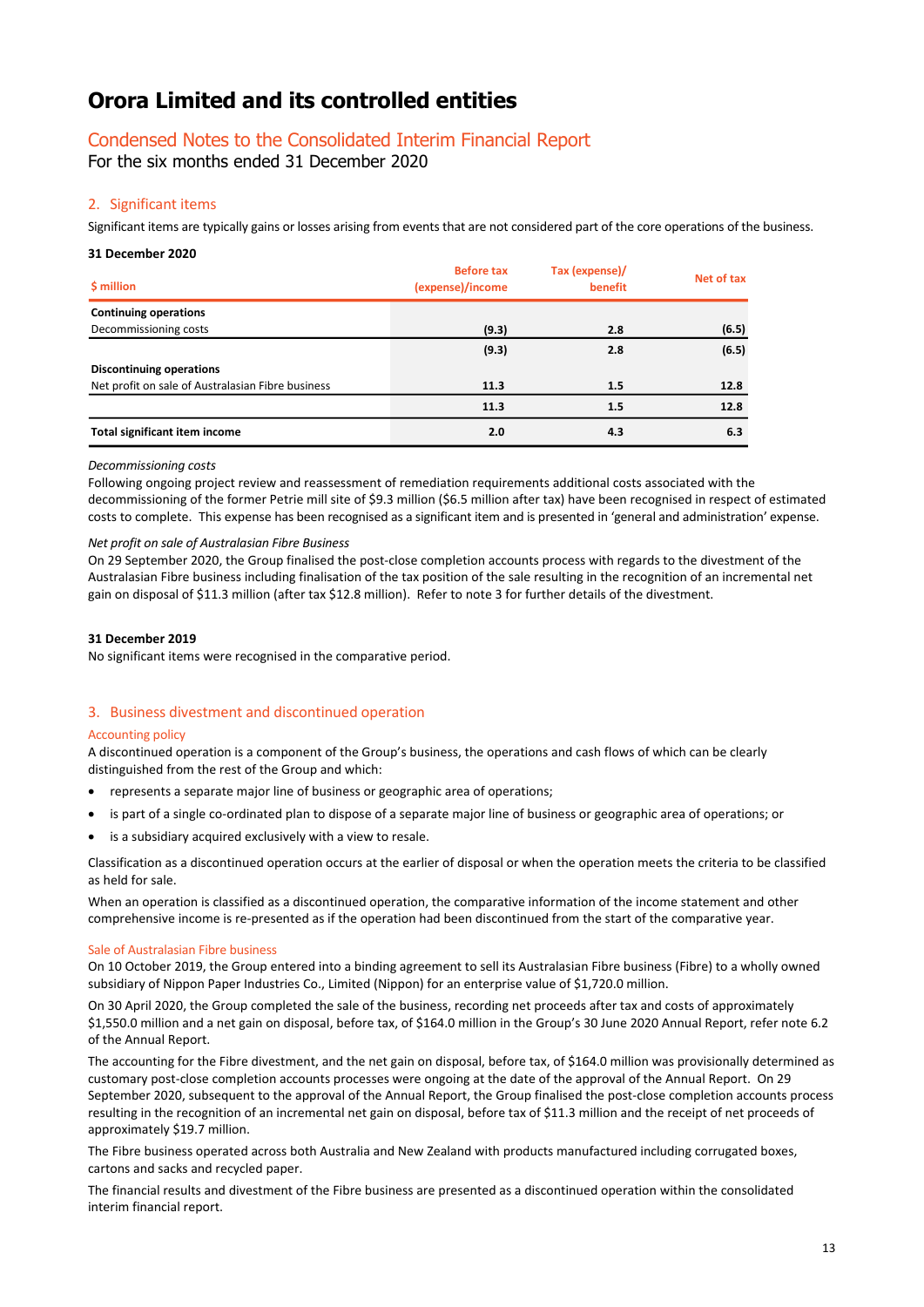# Orora Limited and its controlled entities

## Condensed Notes to the Consolidated Interim Financial Report

For the six months ended 31 December 2020

### 2. Significant items

Significant items are typically gains or losses arising from events that are not considered part of the core operations of the business.

**31 December 2020**

| $ million | Before tax (expense)/income | Tax (expense)/ benefit | Net of tax |
|---|---|---|---|
| **Continuing operations** | | | |
| Decommissioning costs | **(9.3)** | **2.8** | **(6.5)** |
| | **(9.3)** | **2.8** | **(6.5)** |
| **Discontinuing operations** | | | |
| Net profit on sale of Australasian Fibre business | **11.3** | **1.5** | **12.8** |
| | **11.3** | **1.5** | **12.8** |
| **Total significant item income** | **2.0** | **4.3** | **6.3** |

*Decommissioning costs*

Following ongoing project review and reassessment of remediation requirements additional costs associated with the decommissioning of the former Petrie mill site of $9.3 million ($6.5 million after tax) have been recognised in respect of estimated costs to complete. This expense has been recognised as a significant item and is presented in 'general and administration' expense.

*Net profit on sale of Australasian Fibre Business*

On 29 September 2020, the Group finalised the post-close completion accounts process with regards to the divestment of the Australasian Fibre business including finalisation of the tax position of the sale resulting in the recognition of an incremental net gain on disposal of $11.3 million (after tax $12.8 million). Refer to note 3 for further details of the divestment.

**31 December 2019**

No significant items were recognised in the comparative period.

### 3. Business divestment and discontinued operation

#### Accounting policy

A discontinued operation is a component of the Group's business, the operations and cash flows of which can be clearly distinguished from the rest of the Group and which:

- represents a separate major line of business or geographic area of operations;
- is part of a single co-ordinated plan to dispose of a separate major line of business or geographic area of operations; or
- is a subsidiary acquired exclusively with a view to resale.

Classification as a discontinued operation occurs at the earlier of disposal or when the operation meets the criteria to be classified as held for sale.

When an operation is classified as a discontinued operation, the comparative information of the income statement and other comprehensive income is re-presented as if the operation had been discontinued from the start of the comparative year.

#### Sale of Australasian Fibre business

On 10 October 2019, the Group entered into a binding agreement to sell its Australasian Fibre business (Fibre) to a wholly owned subsidiary of Nippon Paper Industries Co., Limited (Nippon) for an enterprise value of $1,720.0 million.

On 30 April 2020, the Group completed the sale of the business, recording net proceeds after tax and costs of approximately $1,550.0 million and a net gain on disposal, before tax, of $164.0 million in the Group's 30 June 2020 Annual Report, refer note 6.2 of the Annual Report.

The accounting for the Fibre divestment, and the net gain on disposal, before tax, of $164.0 million was provisionally determined as customary post-close completion accounts processes were ongoing at the date of the approval of the Annual Report. On 29 September 2020, subsequent to the approval of the Annual Report, the Group finalised the post-close completion accounts process resulting in the recognition of an incremental net gain on disposal, before tax of $11.3 million and the receipt of net proceeds of approximately $19.7 million.

The Fibre business operated across both Australia and New Zealand with products manufactured including corrugated boxes, cartons and sacks and recycled paper.

The financial results and divestment of the Fibre business are presented as a discontinued operation within the consolidated interim financial report.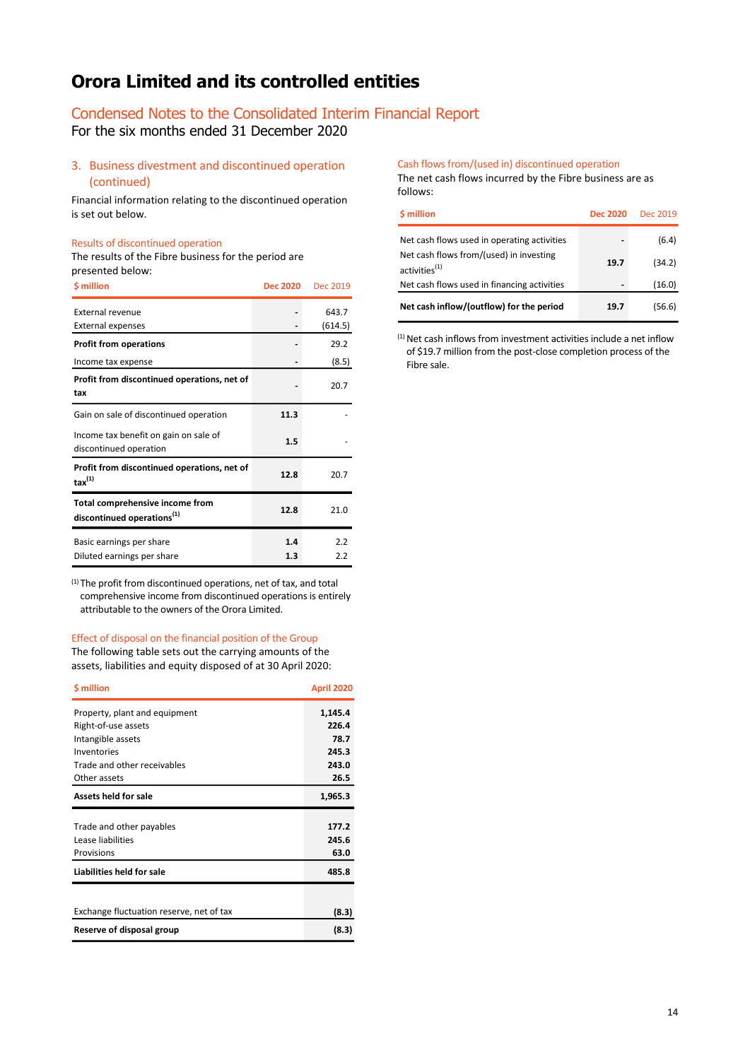# Orora Limited and its controlled entities

## Condensed Notes to the Consolidated Interim Financial Report

For the six months ended 31 December 2020

### 3. Business divestment and discontinued operation (continued)

Financial information relating to the discontinued operation is set out below.

#### Results of discontinued operation

The results of the Fibre business for the period are presented below:

| $ million | Dec 2020 | Dec 2019 |
|---|---|---|
| External revenue | - | 643.7 |
| External expenses | - | (614.5) |
| **Profit from operations** | - | 29.2 |
| Income tax expense | - | (8.5) |
| **Profit from discontinued operations, net of tax** | - | 20.7 |
| Gain on sale of discontinued operation | **11.3** | - |
| Income tax benefit on gain on sale of discontinued operation | **1.5** | - |
| **Profit from discontinued operations, net of tax[1]** | **12.8** | 20.7 |
| **Total comprehensive income from discontinued operations[1]** | **12.8** | 21.0 |
| Basic earnings per share | **1.4** | 2.2 |
| Diluted earnings per share | **1.3** | 2.2 |

[1] The profit from discontinued operations, net of tax, and total comprehensive income from discontinued operations is entirely attributable to the owners of the Orora Limited.

#### Effect of disposal on the financial position of the Group

The following table sets out the carrying amounts of the assets, liabilities and equity disposed of at 30 April 2020:

| $ million | April 2020 |
|---|---|
| Property, plant and equipment | **1,145.4** |
| Right-of-use assets | **226.4** |
| Intangible assets | **78.7** |
| Inventories | **245.3** |
| Trade and other receivables | **243.0** |
| Other assets | **26.5** |
| **Assets held for sale** | **1,965.3** |
| Trade and other payables | **177.2** |
| Lease liabilities | **245.6** |
| Provisions | **63.0** |
| **Liabilities held for sale** | **485.8** |
| Exchange fluctuation reserve, net of tax | **(8.3)** |
| **Reserve of disposal group** | **(8.3)** |

#### Cash flows from/(used in) discontinued operation

The net cash flows incurred by the Fibre business are as follows:

| $ million | Dec 2020 | Dec 2019 |
|---|---|---|
| Net cash flows used in operating activities | - | (6.4) |
| Net cash flows from/(used) in investing activities[1] | **19.7** | (34.2) |
| Net cash flows used in financing activities | - | (16.0) |
| **Net cash inflow/(outflow) for the period** | **19.7** | (56.6) |

[1] Net cash inflows from investment activities include a net inflow of $19.7 million from the post-close completion process of the Fibre sale.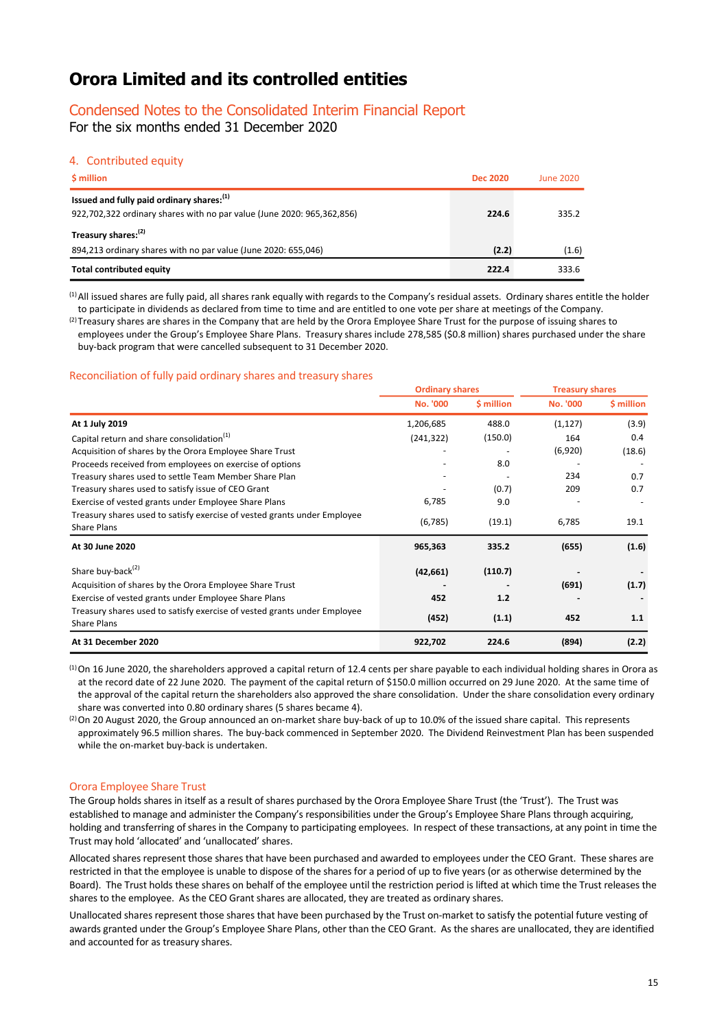# Orora Limited and its controlled entities

## Condensed Notes to the Consolidated Interim Financial Report

For the six months ended 31 December 2020

### 4. Contributed equity

| $ million | Dec 2020 | June 2020 |
|---|---|---|
| **Issued and fully paid ordinary shares:**[(1)] | | |
| 922,702,322 ordinary shares with no par value (June 2020: 965,362,856) | **224.6** | 335.2 |
| **Treasury shares:**[(2)] | | |
| 894,213 ordinary shares with no par value (June 2020: 655,046) | **(2.2)** | (1.6) |
| **Total contributed equity** | **222.4** | 333.6 |

[(1)] All issued shares are fully paid, all shares rank equally with regards to the Company's residual assets. Ordinary shares entitle the holder to participate in dividends as declared from time to time and are entitled to one vote per share at meetings of the Company.

[(2)] Treasury shares are shares in the Company that are held by the Orora Employee Share Trust for the purpose of issuing shares to employees under the Group's Employee Share Plans. Treasury shares include 278,585 ($0.8 million) shares purchased under the share buy-back program that were cancelled subsequent to 31 December 2020.

### Reconciliation of fully paid ordinary shares and treasury shares

| | Ordinary shares | | Treasury shares | |
|---|---|---|---|---|
| | No. '000 | $ million | No. '000 | $ million |
| **At 1 July 2019** | 1,206,685 | 488.0 | (1,127) | (3.9) |
| Capital return and share consolidation[(1)] | (241,322) | (150.0) | 164 | 0.4 |
| Acquisition of shares by the Orora Employee Share Trust | - | - | (6,920) | (18.6) |
| Proceeds received from employees on exercise of options | - | 8.0 | - | - |
| Treasury shares used to settle Team Member Share Plan | - | - | 234 | 0.7 |
| Treasury shares used to satisfy issue of CEO Grant | - | (0.7) | 209 | 0.7 |
| Exercise of vested grants under Employee Share Plans | 6,785 | 9.0 | - | - |
| Treasury shares used to satisfy exercise of vested grants under Employee Share Plans | (6,785) | (19.1) | 6,785 | 19.1 |
| **At 30 June 2020** | **965,363** | **335.2** | **(655)** | **(1.6)** |
| Share buy-back[(2)] | **(42,661)** | **(110.7)** | **-** | **-** |
| Acquisition of shares by the Orora Employee Share Trust | **-** | **-** | **(691)** | **(1.7)** |
| Exercise of vested grants under Employee Share Plans | **452** | **1.2** | **-** | **-** |
| Treasury shares used to satisfy exercise of vested grants under Employee Share Plans | **(452)** | **(1.1)** | **452** | **1.1** |
| **At 31 December 2020** | **922,702** | **224.6** | **(894)** | **(2.2)** |

[(1)] On 16 June 2020, the shareholders approved a capital return of 12.4 cents per share payable to each individual holding shares in Orora as at the record date of 22 June 2020. The payment of the capital return of $150.0 million occurred on 29 June 2020. At the same time of the approval of the capital return the shareholders also approved the share consolidation. Under the share consolidation every ordinary share was converted into 0.80 ordinary shares (5 shares became 4).

[(2)] On 20 August 2020, the Group announced an on-market share buy-back of up to 10.0% of the issued share capital. This represents approximately 96.5 million shares. The buy-back commenced in September 2020. The Dividend Reinvestment Plan has been suspended while the on-market buy-back is undertaken.

### Orora Employee Share Trust

The Group holds shares in itself as a result of shares purchased by the Orora Employee Share Trust (the 'Trust'). The Trust was established to manage and administer the Company's responsibilities under the Group's Employee Share Plans through acquiring, holding and transferring of shares in the Company to participating employees. In respect of these transactions, at any point in time the Trust may hold 'allocated' and 'unallocated' shares.

Allocated shares represent those shares that have been purchased and awarded to employees under the CEO Grant. These shares are restricted in that the employee is unable to dispose of the shares for a period of up to five years (or as otherwise determined by the Board). The Trust holds these shares on behalf of the employee until the restriction period is lifted at which time the Trust releases the shares to the employee. As the CEO Grant shares are allocated, they are treated as ordinary shares.

Unallocated shares represent those shares that have been purchased by the Trust on-market to satisfy the potential future vesting of awards granted under the Group's Employee Share Plans, other than the CEO Grant. As the shares are unallocated, they are identified and accounted for as treasury shares.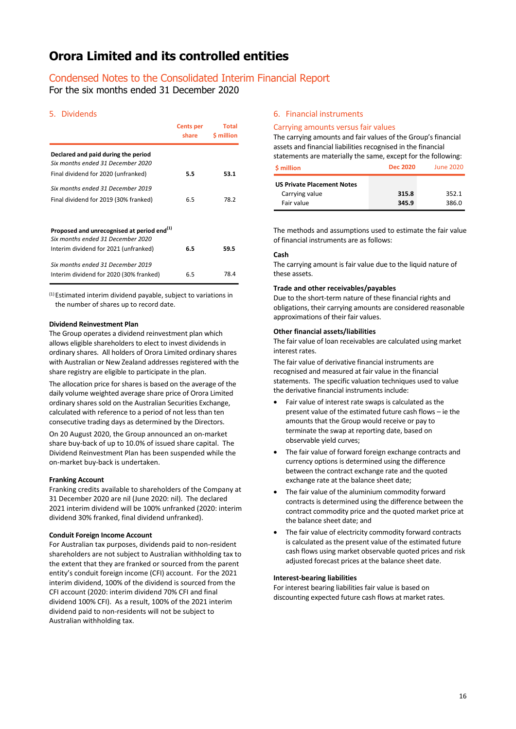# Orora Limited and its controlled entities

## Condensed Notes to the Consolidated Interim Financial Report

For the six months ended 31 December 2020

### 5. Dividends

| | Cents per share | Total $ million |
|---|---|---|
| **Declared and paid during the period** | | |
| *Six months ended 31 December 2020* | | |
| Final dividend for 2020 (unfranked) | **5.5** | **53.1** |
| *Six months ended 31 December 2019* | | |
| Final dividend for 2019 (30% franked) | 6.5 | 78.2 |
| | | |
| **Proposed and unrecognised at period end[1]** | | |
| *Six months ended 31 December 2020* | | |
| Interim dividend for 2021 (unfranked) | **6.5** | **59.5** |
| *Six months ended 31 December 2019* | | |
| Interim dividend for 2020 (30% franked) | 6.5 | 78.4 |

[1] Estimated interim dividend payable, subject to variations in the number of shares up to record date.

**Dividend Reinvestment Plan**

The Group operates a dividend reinvestment plan which allows eligible shareholders to elect to invest dividends in ordinary shares. All holders of Orora Limited ordinary shares with Australian or New Zealand addresses registered with the share registry are eligible to participate in the plan.

The allocation price for shares is based on the average of the daily volume weighted average share price of Orora Limited ordinary shares sold on the Australian Securities Exchange, calculated with reference to a period of not less than ten consecutive trading days as determined by the Directors.

On 20 August 2020, the Group announced an on-market share buy-back of up to 10.0% of issued share capital. The Dividend Reinvestment Plan has been suspended while the on-market buy-back is undertaken.

**Franking Account**

Franking credits available to shareholders of the Company at 31 December 2020 are nil (June 2020: nil). The declared 2021 interim dividend will be 100% unfranked (2020: interim dividend 30% franked, final dividend unfranked).

**Conduit Foreign Income Account**

For Australian tax purposes, dividends paid to non-resident shareholders are not subject to Australian withholding tax to the extent that they are franked or sourced from the parent entity's conduit foreign income (CFI) account. For the 2021 interim dividend, 100% of the dividend is sourced from the CFI account (2020: interim dividend 70% CFI and final dividend 100% CFI). As a result, 100% of the 2021 interim dividend paid to non-residents will not be subject to Australian withholding tax.

### 6. Financial instruments

#### Carrying amounts versus fair values

The carrying amounts and fair values of the Group's financial assets and financial liabilities recognised in the financial statements are materially the same, except for the following:

| $ million | Dec 2020 | June 2020 |
|---|---|---|
| **US Private Placement Notes** | | |
| Carrying value | **315.8** | 352.1 |
| Fair value | **345.9** | 386.0 |

The methods and assumptions used to estimate the fair value of financial instruments are as follows:

**Cash**

The carrying amount is fair value due to the liquid nature of these assets.

**Trade and other receivables/payables**

Due to the short-term nature of these financial rights and obligations, their carrying amounts are considered reasonable approximations of their fair values.

**Other financial assets/liabilities**

The fair value of loan receivables are calculated using market interest rates.

The fair value of derivative financial instruments are recognised and measured at fair value in the financial statements. The specific valuation techniques used to value the derivative financial instruments include:

- Fair value of interest rate swaps is calculated as the present value of the estimated future cash flows – ie the amounts that the Group would receive or pay to terminate the swap at reporting date, based on observable yield curves;
- The fair value of forward foreign exchange contracts and currency options is determined using the difference between the contract exchange rate and the quoted exchange rate at the balance sheet date;
- The fair value of the aluminium commodity forward contracts is determined using the difference between the contract commodity price and the quoted market price at the balance sheet date; and
- The fair value of electricity commodity forward contracts is calculated as the present value of the estimated future cash flows using market observable quoted prices and risk adjusted forecast prices at the balance sheet date.

**Interest-bearing liabilities**

For interest bearing liabilities fair value is based on discounting expected future cash flows at market rates.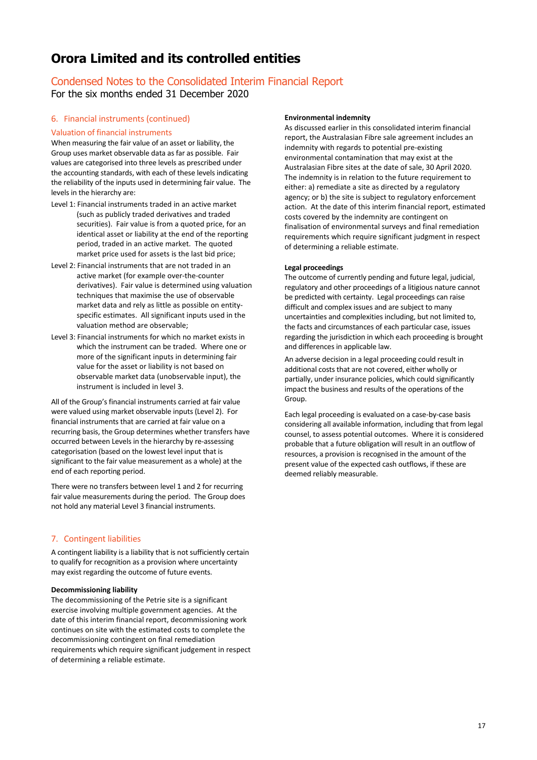# Orora Limited and its controlled entities

## Condensed Notes to the Consolidated Interim Financial Report

For the six months ended 31 December 2020

### 6. Financial instruments (continued)

#### Valuation of financial instruments

When measuring the fair value of an asset or liability, the Group uses market observable data as far as possible. Fair values are categorised into three levels as prescribed under the accounting standards, with each of these levels indicating the reliability of the inputs used in determining fair value. The levels in the hierarchy are:

- Level 1: Financial instruments traded in an active market (such as publicly traded derivatives and traded securities). Fair value is from a quoted price, for an identical asset or liability at the end of the reporting period, traded in an active market. The quoted market price used for assets is the last bid price;
- Level 2: Financial instruments that are not traded in an active market (for example over-the-counter derivatives). Fair value is determined using valuation techniques that maximise the use of observable market data and rely as little as possible on entity-specific estimates. All significant inputs used in the valuation method are observable;
- Level 3: Financial instruments for which no market exists in which the instrument can be traded. Where one or more of the significant inputs in determining fair value for the asset or liability is not based on observable market data (unobservable input), the instrument is included in level 3.

All of the Group's financial instruments carried at fair value were valued using market observable inputs (Level 2). For financial instruments that are carried at fair value on a recurring basis, the Group determines whether transfers have occurred between Levels in the hierarchy by re-assessing categorisation (based on the lowest level input that is significant to the fair value measurement as a whole) at the end of each reporting period.

There were no transfers between level 1 and 2 for recurring fair value measurements during the period. The Group does not hold any material Level 3 financial instruments.

### 7. Contingent liabilities

A contingent liability is a liability that is not sufficiently certain to qualify for recognition as a provision where uncertainty may exist regarding the outcome of future events.

**Decommissioning liability**

The decommissioning of the Petrie site is a significant exercise involving multiple government agencies. At the date of this interim financial report, decommissioning work continues on site with the estimated costs to complete the decommissioning contingent on final remediation requirements which require significant judgement in respect of determining a reliable estimate.

**Environmental indemnity**

As discussed earlier in this consolidated interim financial report, the Australasian Fibre sale agreement includes an indemnity with regards to potential pre-existing environmental contamination that may exist at the Australasian Fibre sites at the date of sale, 30 April 2020. The indemnity is in relation to the future requirement to either: a) remediate a site as directed by a regulatory agency; or b) the site is subject to regulatory enforcement action. At the date of this interim financial report, estimated costs covered by the indemnity are contingent on finalisation of environmental surveys and final remediation requirements which require significant judgment in respect of determining a reliable estimate.

**Legal proceedings**

The outcome of currently pending and future legal, judicial, regulatory and other proceedings of a litigious nature cannot be predicted with certainty. Legal proceedings can raise difficult and complex issues and are subject to many uncertainties and complexities including, but not limited to, the facts and circumstances of each particular case, issues regarding the jurisdiction in which each proceeding is brought and differences in applicable law.

An adverse decision in a legal proceeding could result in additional costs that are not covered, either wholly or partially, under insurance policies, which could significantly impact the business and results of the operations of the Group.

Each legal proceeding is evaluated on a case-by-case basis considering all available information, including that from legal counsel, to assess potential outcomes. Where it is considered probable that a future obligation will result in an outflow of resources, a provision is recognised in the amount of the present value of the expected cash outflows, if these are deemed reliably measurable.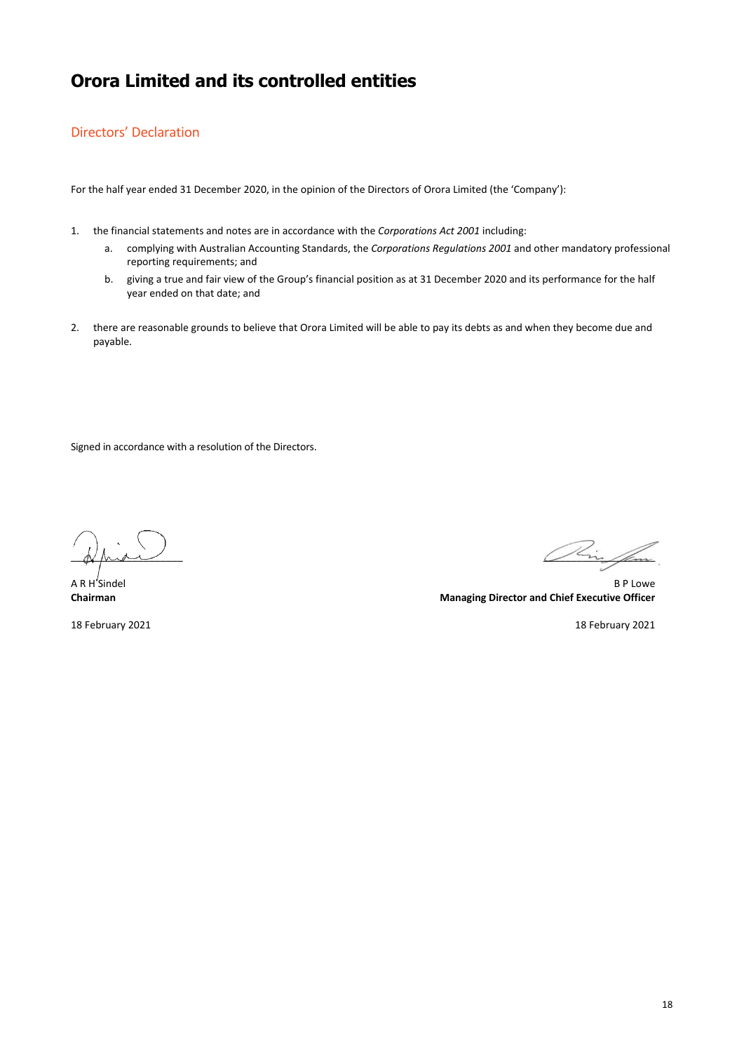# Orora Limited and its controlled entities

## Directors' Declaration

For the half year ended 31 December 2020, in the opinion of the Directors of Orora Limited (the 'Company'):

1. the financial statements and notes are in accordance with the *Corporations Act 2001* including:
    a. complying with Australian Accounting Standards, the *Corporations Regulations 2001* and other mandatory professional reporting requirements; and
    b. giving a true and fair view of the Group's financial position as at 31 December 2020 and its performance for the half year ended on that date; and

2. there are reasonable grounds to believe that Orora Limited will be able to pay its debts as and when they become due and payable.

Signed in accordance with a resolution of the Directors.

A R H Sindel
**Chairman**

18 February 2021

B P Lowe
**Managing Director and Chief Executive Officer**

18 February 2021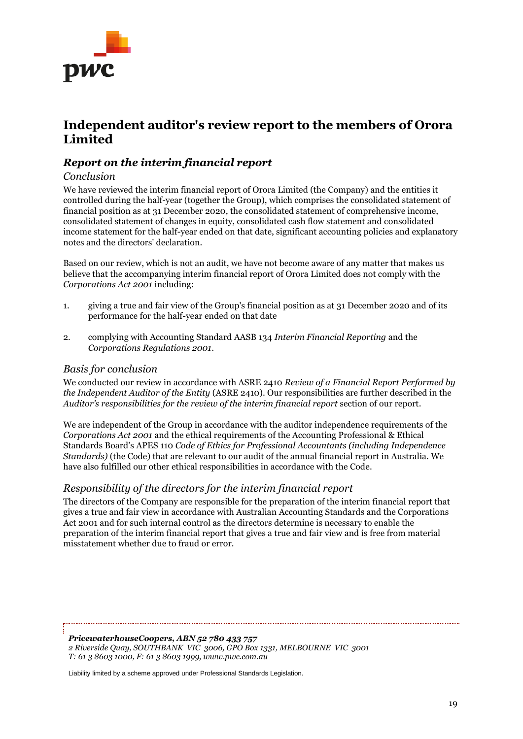# Independent auditor's review report to the members of Orora Limited

## *Report on the interim financial report*

### *Conclusion*

We have reviewed the interim financial report of Orora Limited (the Company) and the entities it controlled during the half-year (together the Group), which comprises the consolidated statement of financial position as at 31 December 2020, the consolidated statement of comprehensive income, consolidated statement of changes in equity, consolidated cash flow statement and consolidated income statement for the half-year ended on that date, significant accounting policies and explanatory notes and the directors' declaration.

Based on our review, which is not an audit, we have not become aware of any matter that makes us believe that the accompanying interim financial report of Orora Limited does not comply with the *Corporations Act 2001* including:

1. giving a true and fair view of the Group's financial position as at 31 December 2020 and of its performance for the half-year ended on that date
2. complying with Accounting Standard AASB 134 *Interim Financial Reporting* and the *Corporations Regulations 2001*.

### *Basis for conclusion*

We conducted our review in accordance with ASRE 2410 *Review of a Financial Report Performed by the Independent Auditor of the Entity* (ASRE 2410). Our responsibilities are further described in the *Auditor's responsibilities for the review of the interim financial report* section of our report.

We are independent of the Group in accordance with the auditor independence requirements of the *Corporations Act 2001* and the ethical requirements of the Accounting Professional & Ethical Standards Board's APES 110 *Code of Ethics for Professional Accountants (including Independence Standards)* (the Code) that are relevant to our audit of the annual financial report in Australia. We have also fulfilled our other ethical responsibilities in accordance with the Code.

### *Responsibility of the directors for the interim financial report*

The directors of the Company are responsible for the preparation of the interim financial report that gives a true and fair view in accordance with Australian Accounting Standards and the Corporations Act 2001 and for such internal control as the directors determine is necessary to enable the preparation of the interim financial report that gives a true and fair view and is free from material misstatement whether due to fraud or error.

***PricewaterhouseCoopers, ABN 52 780 433 757***
*2 Riverside Quay, SOUTHBANK VIC 3006, GPO Box 1331, MELBOURNE VIC 3001*
*T: 61 3 8603 1000, F: 61 3 8603 1999, www.pwc.com.au*

Liability limited by a scheme approved under Professional Standards Legislation.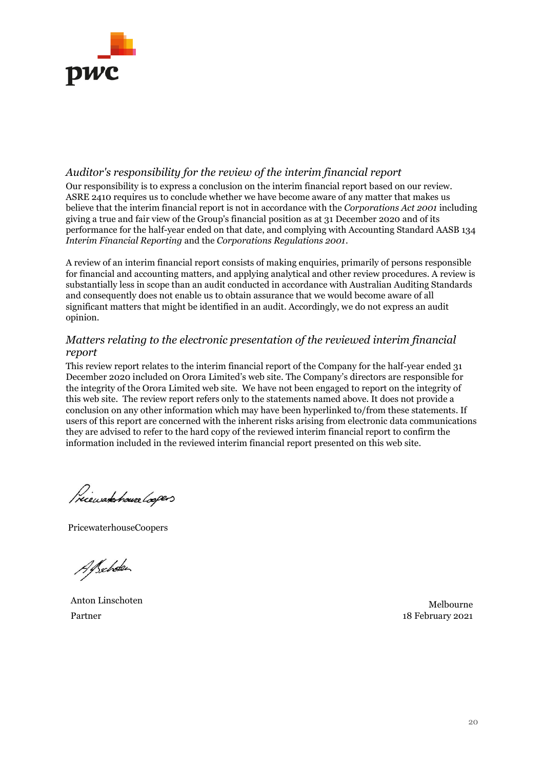## *Auditor's responsibility for the review of the interim financial report*

Our responsibility is to express a conclusion on the interim financial report based on our review. ASRE 2410 requires us to conclude whether we have become aware of any matter that makes us believe that the interim financial report is not in accordance with the *Corporations Act 2001* including giving a true and fair view of the Group's financial position as at 31 December 2020 and of its performance for the half-year ended on that date, and complying with Accounting Standard AASB 134 *Interim Financial Reporting* and the *Corporations Regulations 2001*.

A review of an interim financial report consists of making enquiries, primarily of persons responsible for financial and accounting matters, and applying analytical and other review procedures. A review is substantially less in scope than an audit conducted in accordance with Australian Auditing Standards and consequently does not enable us to obtain assurance that we would become aware of all significant matters that might be identified in an audit. Accordingly, we do not express an audit opinion.

## *Matters relating to the electronic presentation of the reviewed interim financial report*

This review report relates to the interim financial report of the Company for the half-year ended 31 December 2020 included on Orora Limited's web site. The Company's directors are responsible for the integrity of the Orora Limited web site. We have not been engaged to report on the integrity of this web site. The review report refers only to the statements named above. It does not provide a conclusion on any other information which may have been hyperlinked to/from these statements. If users of this report are concerned with the inherent risks arising from electronic data communications they are advised to refer to the hard copy of the reviewed interim financial report to confirm the information included in the reviewed interim financial report presented on this web site.

PricewaterhouseCoopers

Anton Linschoten
Partner

Melbourne
18 February 2021